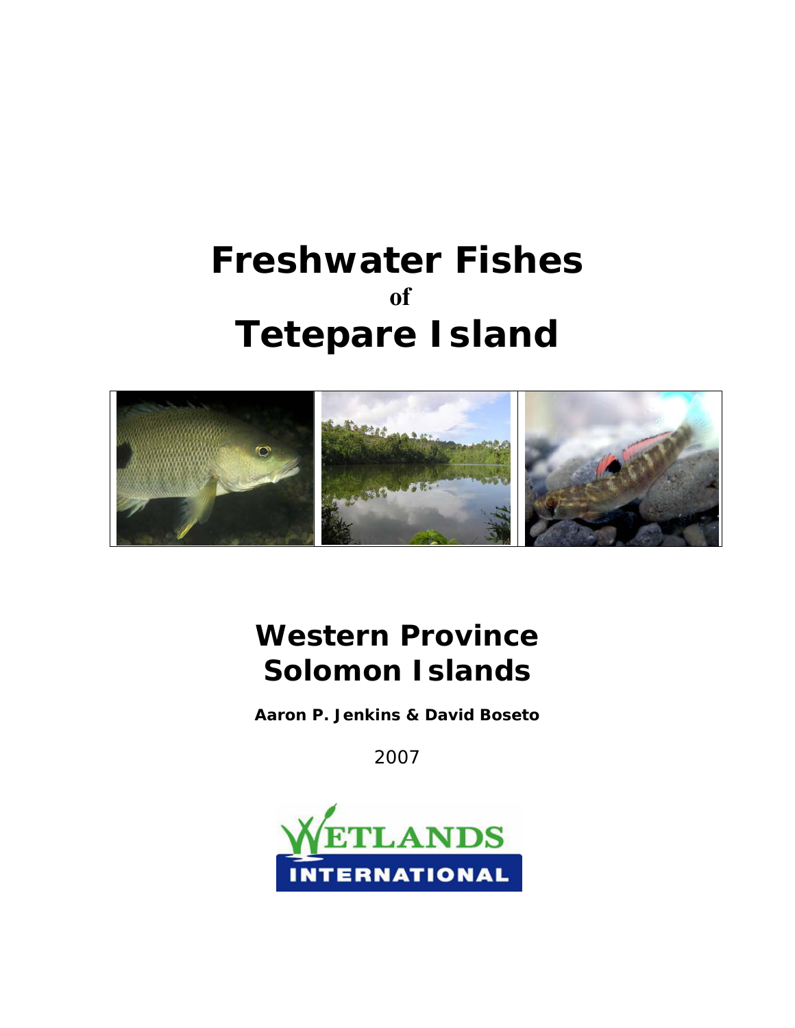# Freshwater Fishes
**of**
# Tetepare Island

## Western Province
## Solomon Islands

**Aaron P. Jenkins & David Boseto**

2007

WETLANDS INTERNATIONAL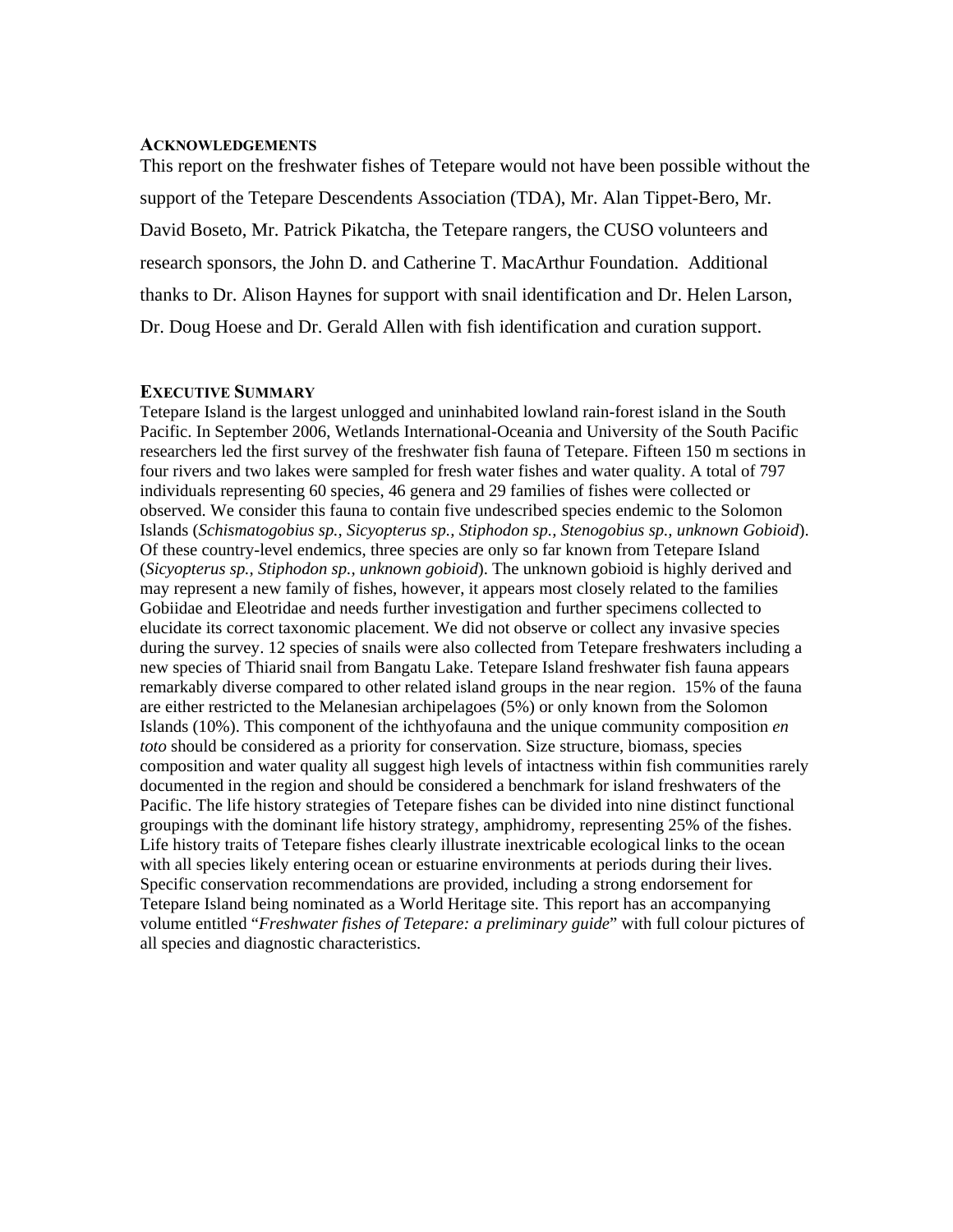## ACKNOWLEDGEMENTS

This report on the freshwater fishes of Tetepare would not have been possible without the support of the Tetepare Descendents Association (TDA), Mr. Alan Tippet-Bero, Mr. David Boseto, Mr. Patrick Pikatcha, the Tetepare rangers, the CUSO volunteers and research sponsors, the John D. and Catherine T. MacArthur Foundation. Additional thanks to Dr. Alison Haynes for support with snail identification and Dr. Helen Larson, Dr. Doug Hoese and Dr. Gerald Allen with fish identification and curation support.

## EXECUTIVE SUMMARY

Tetepare Island is the largest unlogged and uninhabited lowland rain-forest island in the South Pacific. In September 2006, Wetlands International-Oceania and University of the South Pacific researchers led the first survey of the freshwater fish fauna of Tetepare. Fifteen 150 m sections in four rivers and two lakes were sampled for fresh water fishes and water quality. A total of 797 individuals representing 60 species, 46 genera and 29 families of fishes were collected or observed. We consider this fauna to contain five undescribed species endemic to the Solomon Islands (*Schismatogobius sp., Sicyopterus sp., Stiphodon sp., Stenogobius sp., unknown Gobioid*). Of these country-level endemics, three species are only so far known from Tetepare Island (*Sicyopterus sp., Stiphodon sp., unknown gobioid*). The unknown gobioid is highly derived and may represent a new family of fishes, however, it appears most closely related to the families Gobiidae and Eleotridae and needs further investigation and further specimens collected to elucidate its correct taxonomic placement. We did not observe or collect any invasive species during the survey. 12 species of snails were also collected from Tetepare freshwaters including a new species of Thiarid snail from Bangatu Lake. Tetepare Island freshwater fish fauna appears remarkably diverse compared to other related island groups in the near region. 15% of the fauna are either restricted to the Melanesian archipelagoes (5%) or only known from the Solomon Islands (10%). This component of the ichthyofauna and the unique community composition *en toto* should be considered as a priority for conservation. Size structure, biomass, species composition and water quality all suggest high levels of intactness within fish communities rarely documented in the region and should be considered a benchmark for island freshwaters of the Pacific. The life history strategies of Tetepare fishes can be divided into nine distinct functional groupings with the dominant life history strategy, amphidromy, representing 25% of the fishes. Life history traits of Tetepare fishes clearly illustrate inextricable ecological links to the ocean with all species likely entering ocean or estuarine environments at periods during their lives. Specific conservation recommendations are provided, including a strong endorsement for Tetepare Island being nominated as a World Heritage site. This report has an accompanying volume entitled "*Freshwater fishes of Tetepare: a preliminary guide*" with full colour pictures of all species and diagnostic characteristics.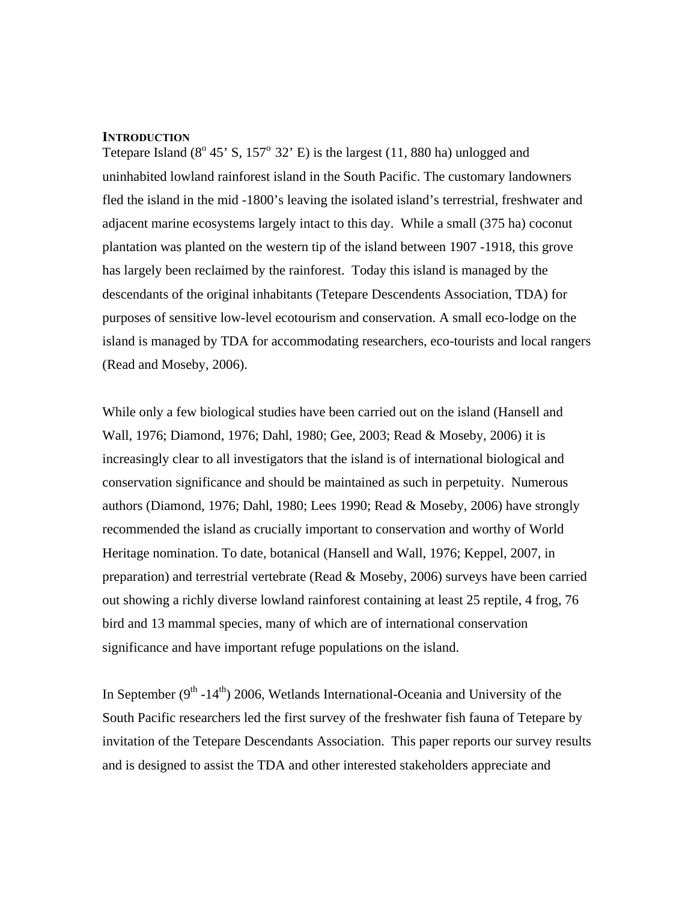## INTRODUCTION

Tetepare Island ($8^o$ 45' S, $157^o$ 32' E) is the largest (11, 880 ha) unlogged and uninhabited lowland rainforest island in the South Pacific. The customary landowners fled the island in the mid -1800's leaving the isolated island's terrestrial, freshwater and adjacent marine ecosystems largely intact to this day. While a small (375 ha) coconut plantation was planted on the western tip of the island between 1907 -1918, this grove has largely been reclaimed by the rainforest. Today this island is managed by the descendants of the original inhabitants (Tetepare Descendents Association, TDA) for purposes of sensitive low-level ecotourism and conservation. A small eco-lodge on the island is managed by TDA for accommodating researchers, eco-tourists and local rangers (Read and Moseby, 2006).

While only a few biological studies have been carried out on the island (Hansell and Wall, 1976; Diamond, 1976; Dahl, 1980; Gee, 2003; Read & Moseby, 2006) it is increasingly clear to all investigators that the island is of international biological and conservation significance and should be maintained as such in perpetuity. Numerous authors (Diamond, 1976; Dahl, 1980; Lees 1990; Read & Moseby, 2006) have strongly recommended the island as crucially important to conservation and worthy of World Heritage nomination. To date, botanical (Hansell and Wall, 1976; Keppel, 2007, in preparation) and terrestrial vertebrate (Read & Moseby, 2006) surveys have been carried out showing a richly diverse lowland rainforest containing at least 25 reptile, 4 frog, 76 bird and 13 mammal species, many of which are of international conservation significance and have important refuge populations on the island.

In September (9th -14th) 2006, Wetlands International-Oceania and University of the South Pacific researchers led the first survey of the freshwater fish fauna of Tetepare by invitation of the Tetepare Descendants Association. This paper reports our survey results and is designed to assist the TDA and other interested stakeholders appreciate and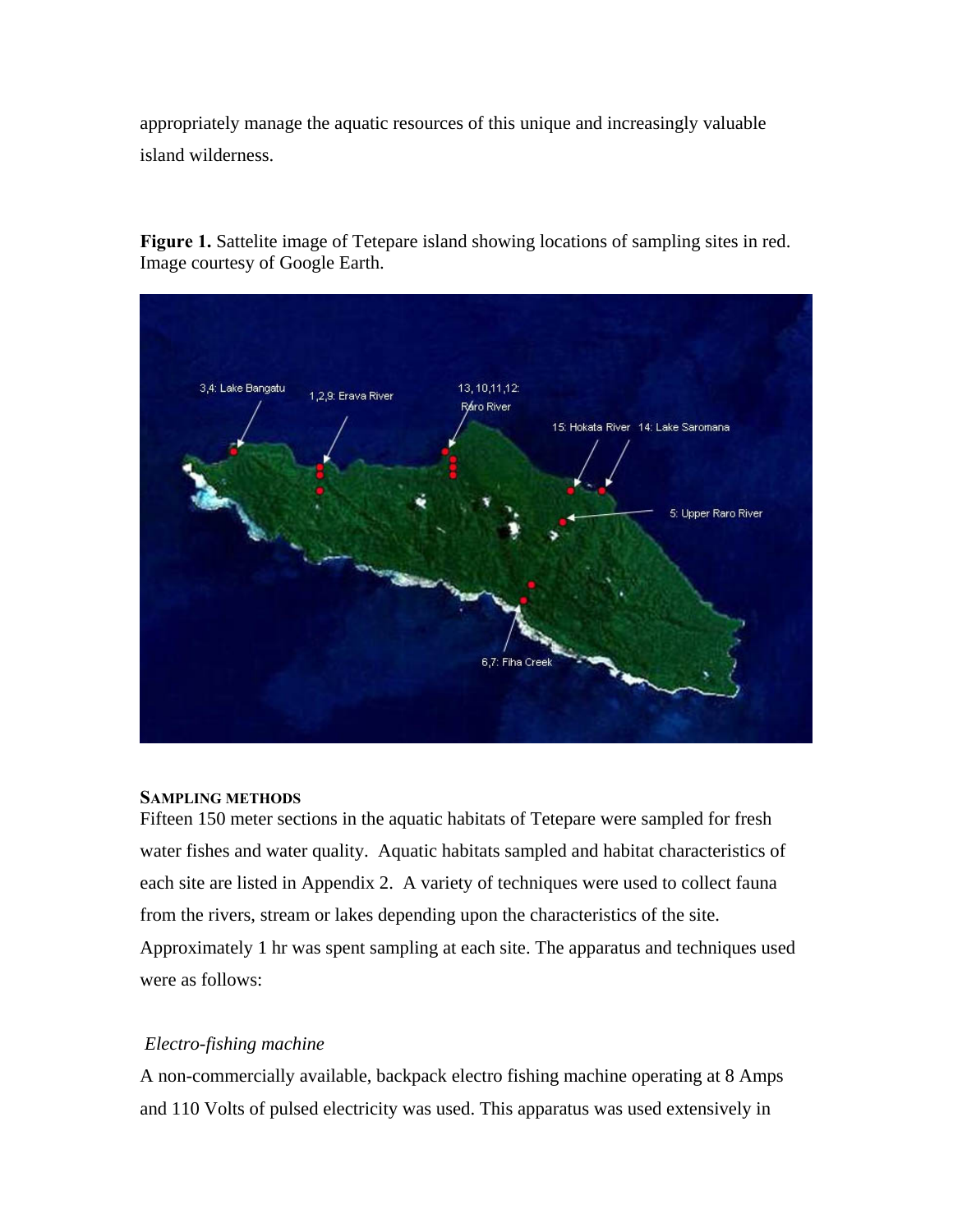appropriately manage the aquatic resources of this unique and increasingly valuable island wilderness.

**Figure 1.** Sattelite image of Tetepare island showing locations of sampling sites in red. Image courtesy of Google Earth.

### SAMPLING METHODS

Fifteen 150 meter sections in the aquatic habitats of Tetepare were sampled for fresh water fishes and water quality. Aquatic habitats sampled and habitat characteristics of each site are listed in Appendix 2. A variety of techniques were used to collect fauna from the rivers, stream or lakes depending upon the characteristics of the site. Approximately 1 hr was spent sampling at each site. The apparatus and techniques used were as follows:

*Electro-fishing machine*

A non-commercially available, backpack electro fishing machine operating at 8 Amps and 110 Volts of pulsed electricity was used. This apparatus was used extensively in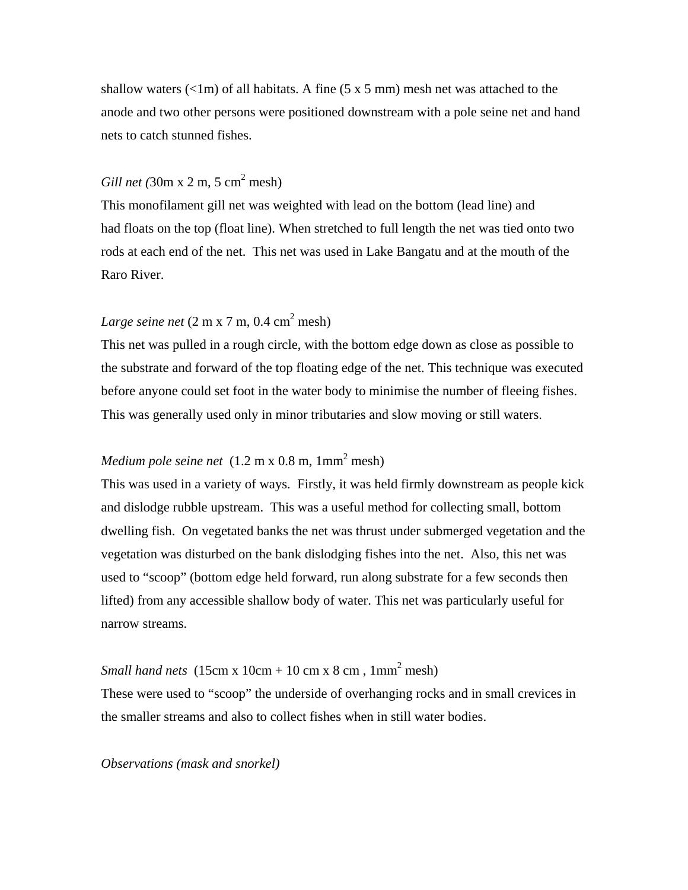shallow waters (<1m) of all habitats. A fine (5 x 5 mm) mesh net was attached to the anode and two other persons were positioned downstream with a pole seine net and hand nets to catch stunned fishes.

*Gill net (*30m x 2 m, 5 $cm^2$ mesh)

This monofilament gill net was weighted with lead on the bottom (lead line) and had floats on the top (float line). When stretched to full length the net was tied onto two rods at each end of the net. This net was used in Lake Bangatu and at the mouth of the Raro River.

*Large seine net* (2 m x 7 m, 0.4 $cm^2$ mesh)

This net was pulled in a rough circle, with the bottom edge down as close as possible to the substrate and forward of the top floating edge of the net. This technique was executed before anyone could set foot in the water body to minimise the number of fleeing fishes. This was generally used only in minor tributaries and slow moving or still waters.

*Medium pole seine net* (1.2 m x 0.8 m, 1$mm^2$ mesh)

This was used in a variety of ways. Firstly, it was held firmly downstream as people kick and dislodge rubble upstream. This was a useful method for collecting small, bottom dwelling fish. On vegetated banks the net was thrust under submerged vegetation and the vegetation was disturbed on the bank dislodging fishes into the net. Also, this net was used to "scoop" (bottom edge held forward, run along substrate for a few seconds then lifted) from any accessible shallow body of water. This net was particularly useful for narrow streams.

*Small hand nets* (15cm x 10cm + 10 cm x 8 cm , 1$mm^2$ mesh)

These were used to "scoop" the underside of overhanging rocks and in small crevices in the smaller streams and also to collect fishes when in still water bodies.

*Observations (mask and snorkel)*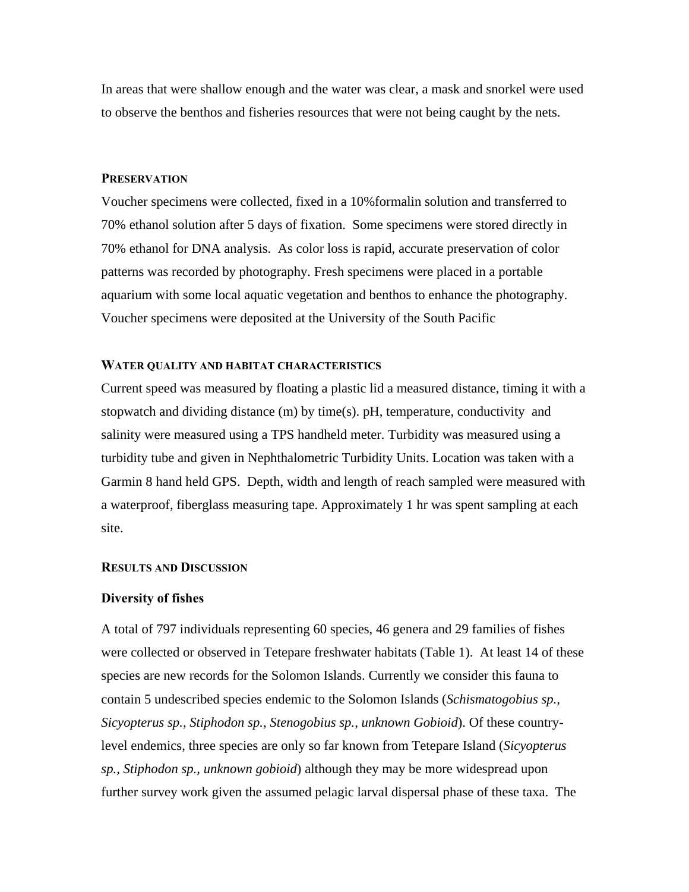In areas that were shallow enough and the water was clear, a mask and snorkel were used to observe the benthos and fisheries resources that were not being caught by the nets.

### PRESERVATION

Voucher specimens were collected, fixed in a 10%formalin solution and transferred to 70% ethanol solution after 5 days of fixation. Some specimens were stored directly in 70% ethanol for DNA analysis. As color loss is rapid, accurate preservation of color patterns was recorded by photography. Fresh specimens were placed in a portable aquarium with some local aquatic vegetation and benthos to enhance the photography. Voucher specimens were deposited at the University of the South Pacific

### WATER QUALITY AND HABITAT CHARACTERISTICS

Current speed was measured by floating a plastic lid a measured distance, timing it with a stopwatch and dividing distance (m) by time(s). pH, temperature, conductivity and salinity were measured using a TPS handheld meter. Turbidity was measured using a turbidity tube and given in Nephthalometric Turbidity Units. Location was taken with a Garmin 8 hand held GPS. Depth, width and length of reach sampled were measured with a waterproof, fiberglass measuring tape. Approximately 1 hr was spent sampling at each site.

## RESULTS AND DISCUSSION

### Diversity of fishes

A total of 797 individuals representing 60 species, 46 genera and 29 families of fishes were collected or observed in Tetepare freshwater habitats (Table 1). At least 14 of these species are new records for the Solomon Islands. Currently we consider this fauna to contain 5 undescribed species endemic to the Solomon Islands (*Schismatogobius sp., Sicyopterus sp., Stiphodon sp., Stenogobius sp., unknown Gobioid*). Of these country-level endemics, three species are only so far known from Tetepare Island (*Sicyopterus sp., Stiphodon sp., unknown gobioid*) although they may be more widespread upon further survey work given the assumed pelagic larval dispersal phase of these taxa. The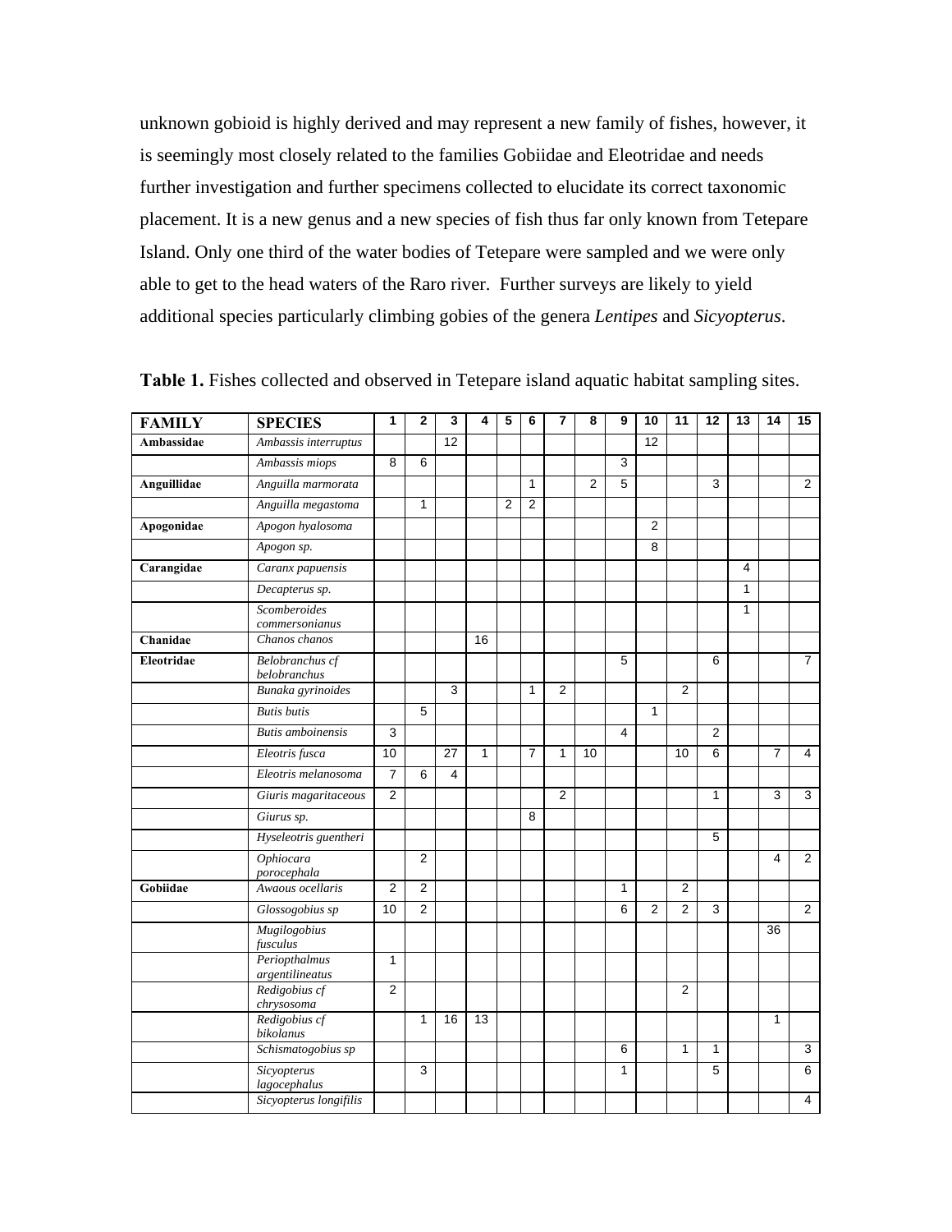unknown gobioid is highly derived and may represent a new family of fishes, however, it is seemingly most closely related to the families Gobiidae and Eleotridae and needs further investigation and further specimens collected to elucidate its correct taxonomic placement. It is a new genus and a new species of fish thus far only known from Tetepare Island. Only one third of the water bodies of Tetepare were sampled and we were only able to get to the head waters of the Raro river. Further surveys are likely to yield additional species particularly climbing gobies of the genera *Lentipes* and *Sicyopterus*.

**Table 1.** Fishes collected and observed in Tetepare island aquatic habitat sampling sites.

| FAMILY | SPECIES | 1 | 2 | 3 | 4 | 5 | 6 | 7 | 8 | 9 | 10 | 11 | 12 | 13 | 14 | 15 |
|---|---|---|---|---|---|---|---|---|---|---|---|---|---|---|---|---|
| **Ambassidae** | *Ambassis interruptus* | | | 12 | | | | | | | 12 | | | | | |
| | *Ambassis miops* | 8 | 6 | | | | | | | 3 | | | | | | |
| **Anguillidae** | *Anguilla marmorata* | | | | | | 1 | | 2 | 5 | | | 3 | | | 2 |
| | *Anguilla megastoma* | | 1 | | | 2 | 2 | | | | | | | | | |
| **Apogonidae** | *Apogon hyalosoma* | | | | | | | | | | 2 | | | | | |
| | *Apogon sp.* | | | | | | | | | | 8 | | | | | |
| **Carangidae** | *Caranx papuensis* | | | | | | | | | | | | | 4 | | |
| | *Decapterus sp.* | | | | | | | | | | | | | 1 | | |
| | *Scomberoides commersonianus* | | | | | | | | | | | | | 1 | | |
| **Chanidae** | *Chanos chanos* | | | | 16 | | | | | | | | | | | |
| **Eleotridae** | *Belobranchus cf belobranchus* | | | | | | | | | 5 | | | 6 | | | 7 |
| | *Bunaka gyrinoides* | | | 3 | | | 1 | 2 | | | | 2 | | | | |
| | *Butis butis* | | 5 | | | | | | | | 1 | | | | | |
| | *Butis amboinensis* | 3 | | | | | | | | 4 | | | 2 | | | |
| | *Eleotris fusca* | 10 | | 27 | 1 | | 7 | 1 | 10 | | | 10 | 6 | | 7 | 4 |
| | *Eleotris melanosoma* | 7 | 6 | 4 | | | | | | | | | | | | |
| | *Giuris magaritaceous* | 2 | | | | | | 2 | | | | | 1 | | 3 | 3 |
| | *Giurus sp.* | | | | | | 8 | | | | | | | | | |
| | *Hyseleotris guentheri* | | | | | | | | | | | | 5 | | | |
| | *Ophiocara porocephala* | | 2 | | | | | | | | | | | | 4 | 2 |
| **Gobiidae** | *Awaous ocellaris* | 2 | 2 | | | | | | | 1 | | 2 | | | | |
| | *Glossogobius sp* | 10 | 2 | | | | | | | 6 | 2 | 2 | 3 | | | 2 |
| | *Mugilogobius fusculus* | | | | | | | | | | | | | | 36 | |
| | *Periopthalmus argentilineatus* | 1 | | | | | | | | | | | | | | |
| | *Redigobius cf chrysosoma* | 2 | | | | | | | | | | 2 | | | | |
| | *Redigobius cf bikolanus* | | 1 | 16 | 13 | | | | | | | | | | 1 | |
| | *Schismatogobius sp* | | | | | | | | | 6 | | 1 | 1 | | | 3 |
| | *Sicyopterus lagocephalus* | | 3 | | | | | | | 1 | | | 5 | | | 6 |
| | *Sicyopterus longifilis* | | | | | | | | | | | | | | | 4 |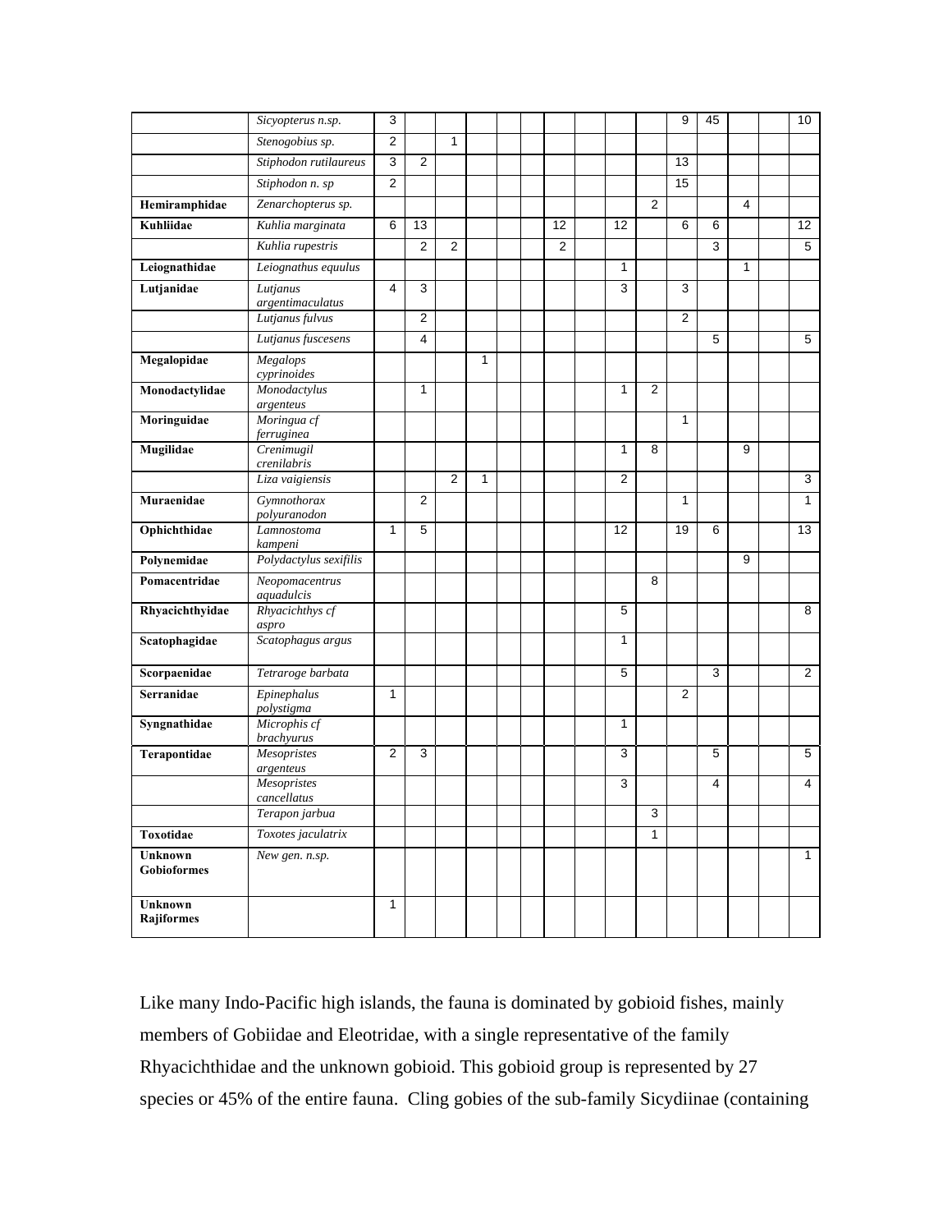| | | | | | | | | | | | | | | | | |
|---|---|---|---|---|---|---|---|---|---|---|---|---|---|---|---|---|
| | *Sicyopterus n.sp.* | 3 | | | | | | | | | | 9 | 45 | | | 10 |
| | *Stenogobius sp.* | 2 | | 1 | | | | | | | | | | | | |
| | *Stiphodon rutilaureus* | 3 | 2 | | | | | | | | | 13 | | | | |
| | *Stiphodon n. sp* | 2 | | | | | | | | | | 15 | | | | |
| **Hemiramphidae** | *Zenarchopterus sp.* | | | | | | | | | | 2 | | | 4 | | |
| **Kuhliidae** | *Kuhlia marginata* | 6 | 13 | | | | | 12 | | 12 | | 6 | 6 | | | 12 |
| | *Kuhlia rupestris* | | 2 | 2 | | | | 2 | | | | | 3 | | | 5 |
| **Leiognathidae** | *Leiognathus equulus* | | | | | | | | | 1 | | | | 1 | | |
| **Lutjanidae** | *Lutjanus argentimaculatus* | 4 | 3 | | | | | | | 3 | | 3 | | | | |
| | *Lutjanus fulvus* | | 2 | | | | | | | | | 2 | | | | |
| | *Lutjanus fuscesens* | | 4 | | | | | | | | | | 5 | | | 5 |
| **Megalopidae** | *Megalops cyprinoides* | | | | 1 | | | | | | | | | | | |
| **Monodactylidae** | *Monodactylus argenteus* | | 1 | | | | | | | 1 | 2 | | | | | |
| **Moringuidae** | *Moringua cf ferruginea* | | | | | | | | | | | 1 | | | | |
| **Mugilidae** | *Crenimugil crenilabris* | | | | | | | | | 1 | 8 | | | 9 | | |
| | *Liza vaigiensis* | | | 2 | 1 | | | | | 2 | | | | | | 3 |
| **Muraenidae** | *Gymnothorax polyuranodon* | | 2 | | | | | | | | | 1 | | | | 1 |
| **Ophichthidae** | *Lamnostoma kampeni* | 1 | 5 | | | | | | | 12 | | 19 | 6 | | | 13 |
| **Polynemidae** | *Polydactylus sexifilis* | | | | | | | | | | | | | 9 | | |
| **Pomacentridae** | *Neopomacentrus aquadulcis* | | | | | | | | | | 8 | | | | | |
| **Rhyacichthyidae** | *Rhyacichthys cf aspro* | | | | | | | | | 5 | | | | | | 8 |
| **Scatophagidae** | *Scatophagus argus* | | | | | | | | | 1 | | | | | | |
| **Scorpaenidae** | *Tetraroge barbata* | | | | | | | | | 5 | | | 3 | | | 2 |
| **Serranidae** | *Epinephalus polystigma* | 1 | | | | | | | | | | 2 | | | | |
| **Syngnathidae** | *Microphis cf brachyurus* | | | | | | | | | 1 | | | | | | |
| **Terapontidae** | *Mesopristes argenteus* | 2 | 3 | | | | | | | 3 | | | 5 | | | 5 |
| | *Mesopristes cancellatus* | | | | | | | | | 3 | | | 4 | | | 4 |
| | *Terapon jarbua* | | | | | | | | | | 3 | | | | | |
| **Toxotidae** | *Toxotes jaculatrix* | | | | | | | | | | 1 | | | | | |
| **Unknown Gobioformes** | *New gen. n.sp.* | | | | | | | | | | | | | | | 1 |
| **Unknown Rajiformes** | | 1 | | | | | | | | | | | | | | |

Like many Indo-Pacific high islands, the fauna is dominated by gobioid fishes, mainly members of Gobiidae and Eleotridae, with a single representative of the family Rhyacichthidae and the unknown gobioid. This gobioid group is represented by 27 species or 45% of the entire fauna. Cling gobies of the sub-family Sicydiinae (containing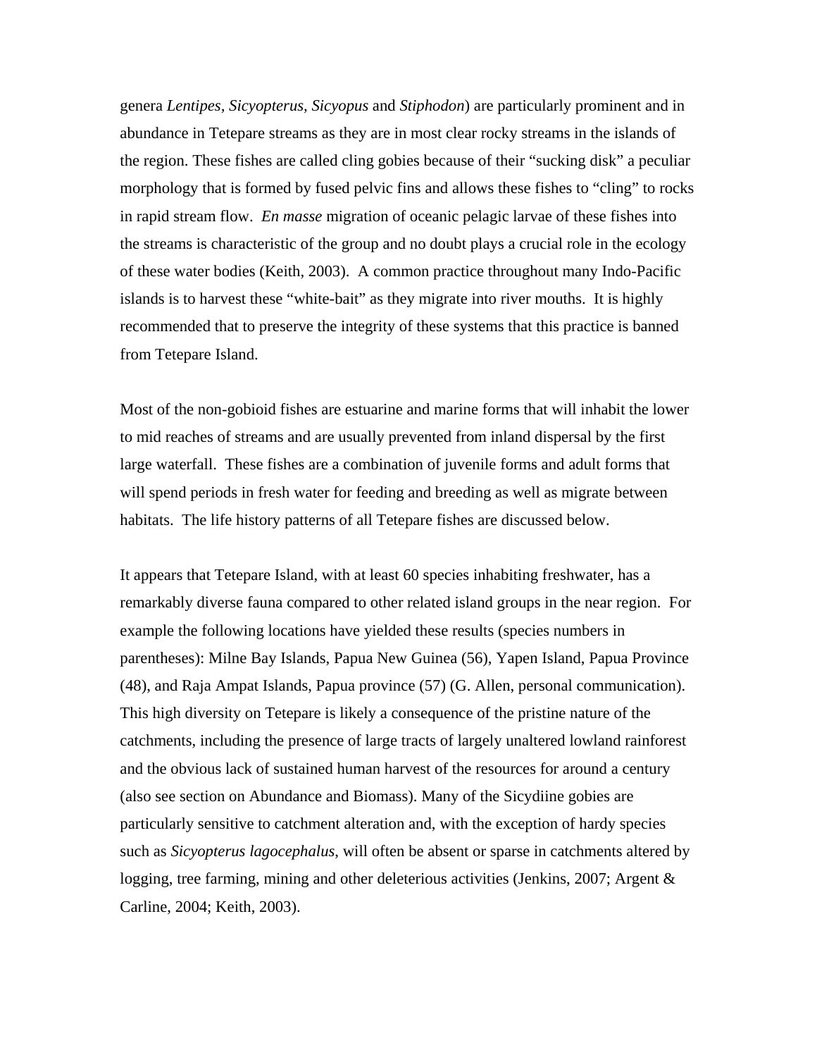genera *Lentipes, Sicyopterus, Sicyopus* and *Stiphodon*) are particularly prominent and in abundance in Tetepare streams as they are in most clear rocky streams in the islands of the region. These fishes are called cling gobies because of their "sucking disk" a peculiar morphology that is formed by fused pelvic fins and allows these fishes to "cling" to rocks in rapid stream flow. *En masse* migration of oceanic pelagic larvae of these fishes into the streams is characteristic of the group and no doubt plays a crucial role in the ecology of these water bodies (Keith, 2003). A common practice throughout many Indo-Pacific islands is to harvest these "white-bait" as they migrate into river mouths. It is highly recommended that to preserve the integrity of these systems that this practice is banned from Tetepare Island.

Most of the non-gobioid fishes are estuarine and marine forms that will inhabit the lower to mid reaches of streams and are usually prevented from inland dispersal by the first large waterfall. These fishes are a combination of juvenile forms and adult forms that will spend periods in fresh water for feeding and breeding as well as migrate between habitats. The life history patterns of all Tetepare fishes are discussed below.

It appears that Tetepare Island, with at least 60 species inhabiting freshwater, has a remarkably diverse fauna compared to other related island groups in the near region. For example the following locations have yielded these results (species numbers in parentheses): Milne Bay Islands, Papua New Guinea (56), Yapen Island, Papua Province (48), and Raja Ampat Islands, Papua province (57) (G. Allen, personal communication). This high diversity on Tetepare is likely a consequence of the pristine nature of the catchments, including the presence of large tracts of largely unaltered lowland rainforest and the obvious lack of sustained human harvest of the resources for around a century (also see section on Abundance and Biomass). Many of the Sicydiine gobies are particularly sensitive to catchment alteration and, with the exception of hardy species such as *Sicyopterus lagocephalus*, will often be absent or sparse in catchments altered by logging, tree farming, mining and other deleterious activities (Jenkins, 2007; Argent & Carline, 2004; Keith, 2003).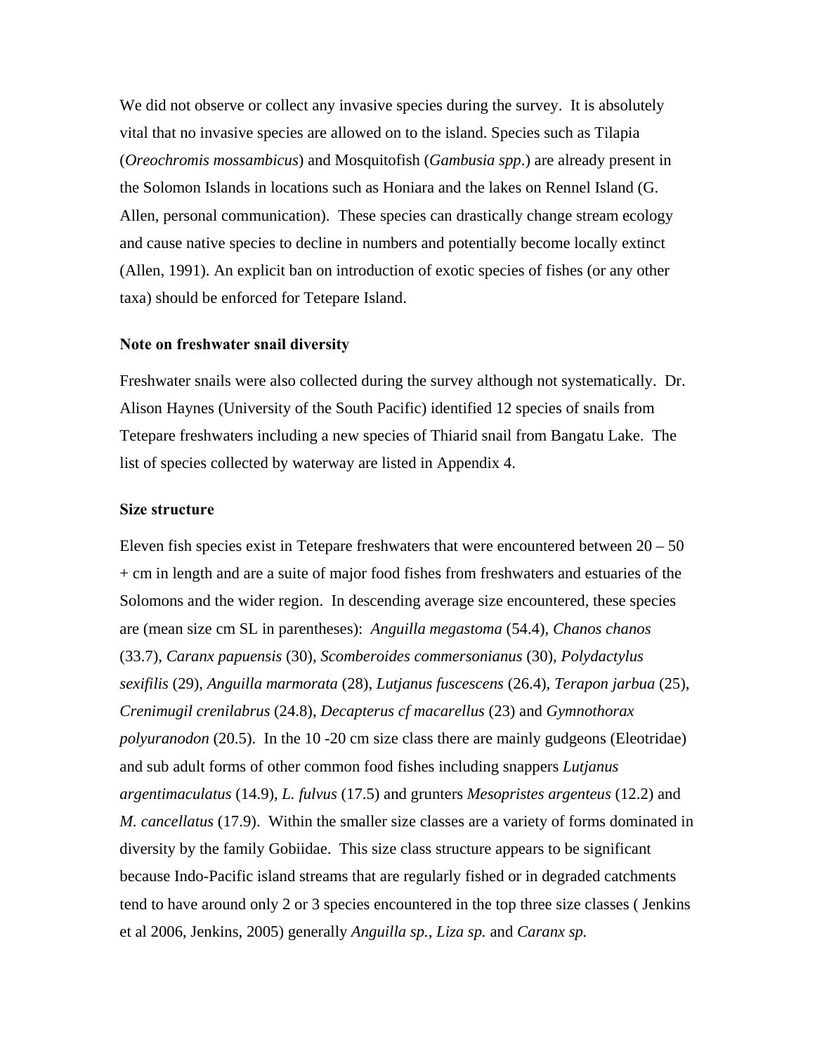We did not observe or collect any invasive species during the survey. It is absolutely vital that no invasive species are allowed on to the island. Species such as Tilapia (*Oreochromis mossambicus*) and Mosquitofish (*Gambusia spp*.) are already present in the Solomon Islands in locations such as Honiara and the lakes on Rennel Island (G. Allen, personal communication). These species can drastically change stream ecology and cause native species to decline in numbers and potentially become locally extinct (Allen, 1991). An explicit ban on introduction of exotic species of fishes (or any other taxa) should be enforced for Tetepare Island.

**Note on freshwater snail diversity**

Freshwater snails were also collected during the survey although not systematically. Dr. Alison Haynes (University of the South Pacific) identified 12 species of snails from Tetepare freshwaters including a new species of Thiarid snail from Bangatu Lake. The list of species collected by waterway are listed in Appendix 4.

**Size structure**

Eleven fish species exist in Tetepare freshwaters that were encountered between 20 – 50 + cm in length and are a suite of major food fishes from freshwaters and estuaries of the Solomons and the wider region. In descending average size encountered, these species are (mean size cm SL in parentheses): *Anguilla megastoma* (54.4), *Chanos chanos* (33.7), *Caranx papuensis* (30), *Scomberoides commersonianus* (30), *Polydactylus sexifilis* (29), *Anguilla marmorata* (28), *Lutjanus fuscescens* (26.4), *Terapon jarbua* (25), *Crenimugil crenilabrus* (24.8), *Decapterus cf macarellus* (23) and *Gymnothorax polyuranodon* (20.5). In the 10 -20 cm size class there are mainly gudgeons (Eleotridae) and sub adult forms of other common food fishes including snappers *Lutjanus argentimaculatus* (14.9), *L. fulvus* (17.5) and grunters *Mesopristes argenteus* (12.2) and *M. cancellatus* (17.9). Within the smaller size classes are a variety of forms dominated in diversity by the family Gobiidae. This size class structure appears to be significant because Indo-Pacific island streams that are regularly fished or in degraded catchments tend to have around only 2 or 3 species encountered in the top three size classes ( Jenkins et al 2006, Jenkins, 2005) generally *Anguilla sp., Liza sp.* and *Caranx sp.*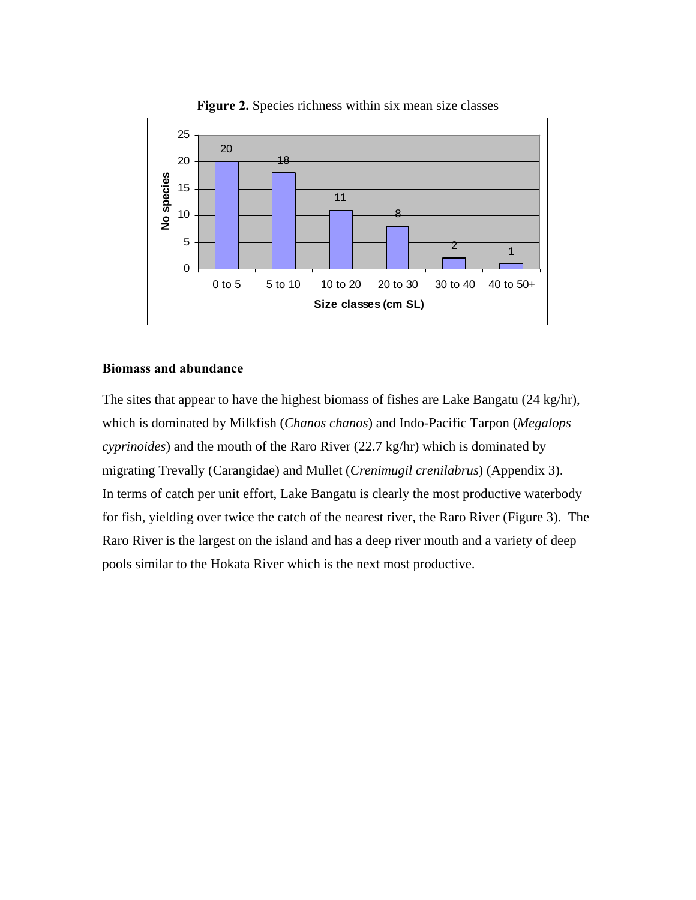**Figure 2.** Species richness within six mean size classes

| Size classes (cm SL) | No species |
|---|---|
| 0 to 5 | 20 |
| 5 to 10 | 18 |
| 10 to 20 | 11 |
| 20 to 30 | 8 |
| 30 to 40 | 2 |
| 40 to 50+ | 1 |

**Biomass and abundance**

The sites that appear to have the highest biomass of fishes are Lake Bangatu (24 kg/hr), which is dominated by Milkfish (*Chanos chanos*) and Indo-Pacific Tarpon (*Megalops cyprinoides*) and the mouth of the Raro River (22.7 kg/hr) which is dominated by migrating Trevally (Carangidae) and Mullet (*Crenimugil crenilabrus*) (Appendix 3). In terms of catch per unit effort, Lake Bangatu is clearly the most productive waterbody for fish, yielding over twice the catch of the nearest river, the Raro River (Figure 3). The Raro River is the largest on the island and has a deep river mouth and a variety of deep pools similar to the Hokata River which is the next most productive.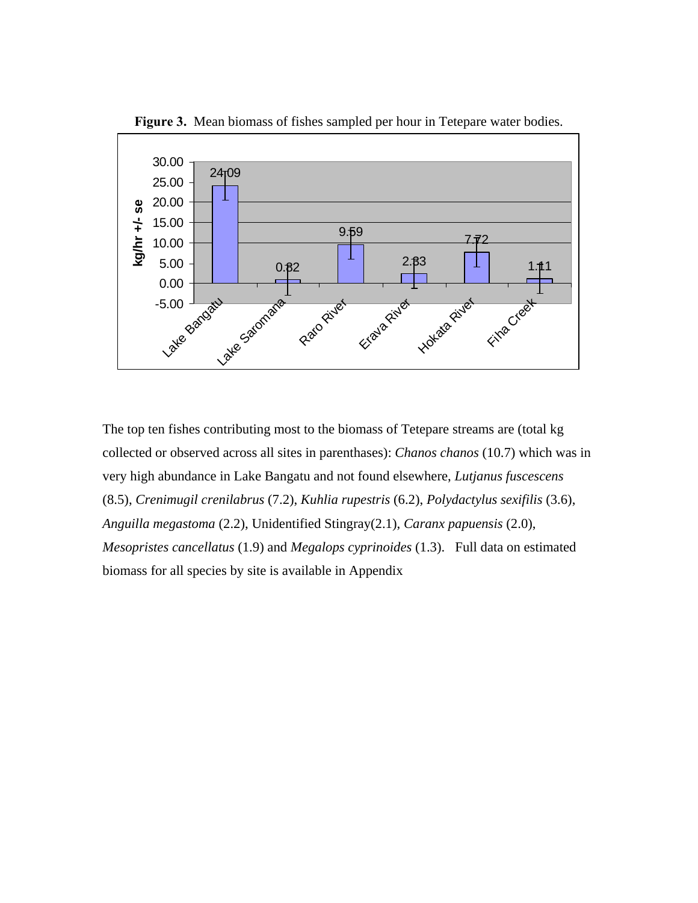**Figure 3.** Mean biomass of fishes sampled per hour in Tetepare water bodies.

| Site | kg/hr +/- se |
| --- | --- |
| Lake Bangatu | 24.09 |
| Lake Saromana | 0.82 |
| Raro River | 9.59 |
| Erava River | 2.33 |
| Hokata River | 7.72 |
| Fiha Creek | 1.11 |

The top ten fishes contributing most to the biomass of Tetepare streams are (total kg collected or observed across all sites in parenthases): *Chanos chanos* (10.7) which was in very high abundance in Lake Bangatu and not found elsewhere, *Lutjanus fuscescens* (8.5), *Crenimugil crenilabrus* (7.2), *Kuhlia rupestris* (6.2), *Polydactylus sexifilis* (3.6), *Anguilla megastoma* (2.2), Unidentified Stingray(2.1), *Caranx papuensis* (2.0), *Mesopristes cancellatus* (1.9) and *Megalops cyprinoides* (1.3). Full data on estimated biomass for all species by site is available in Appendix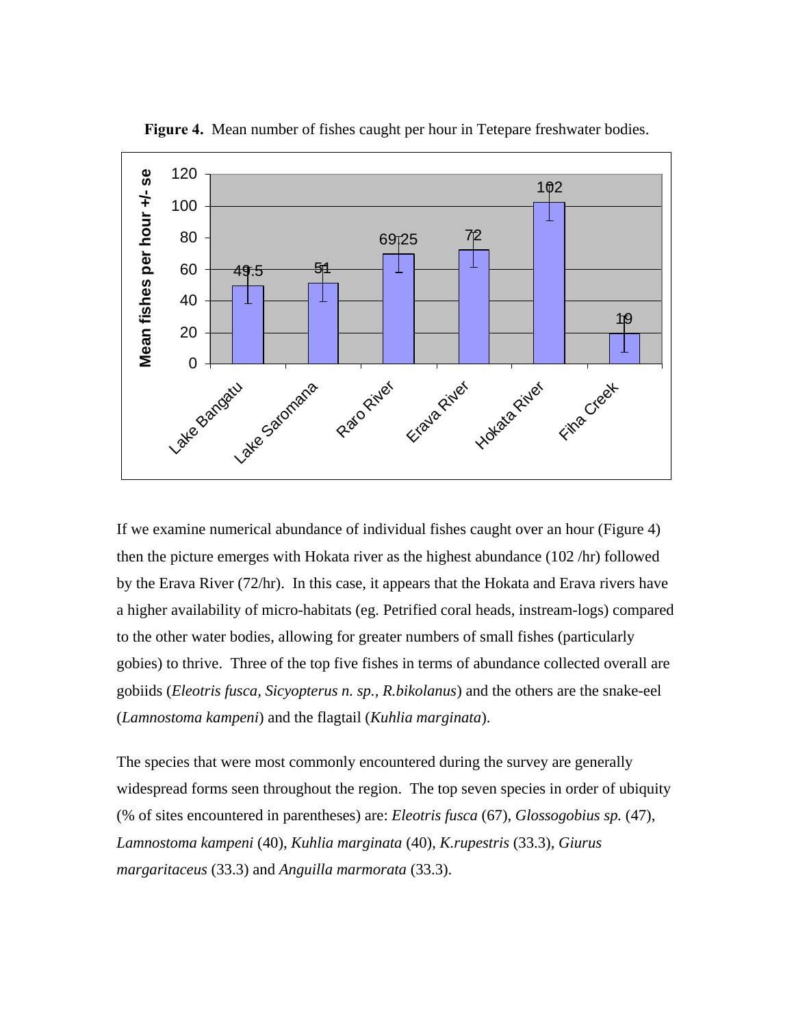**Figure 4.** Mean number of fishes caught per hour in Tetepare freshwater bodies.

| Site | Mean fishes per hour +/- se |
|---|---|
| Lake Bangatu | 49.5 |
| Lake Saromana | 51 |
| Raro River | 69.25 |
| Erava River | 72 |
| Hokata River | 102 |
| Fiha Creek | 19 |

If we examine numerical abundance of individual fishes caught over an hour (Figure 4) then the picture emerges with Hokata river as the highest abundance (102 /hr) followed by the Erava River (72/hr). In this case, it appears that the Hokata and Erava rivers have a higher availability of micro-habitats (eg. Petrified coral heads, instream-logs) compared to the other water bodies, allowing for greater numbers of small fishes (particularly gobies) to thrive. Three of the top five fishes in terms of abundance collected overall are gobiids (*Eleotris fusca, Sicyopterus n. sp., R.bikolanus*) and the others are the snake-eel (*Lamnostoma kampeni*) and the flagtail (*Kuhlia marginata*).

The species that were most commonly encountered during the survey are generally widespread forms seen throughout the region. The top seven species in order of ubiquity (% of sites encountered in parentheses) are: *Eleotris fusca* (67), *Glossogobius sp.* (47), *Lamnostoma kampeni* (40), *Kuhlia marginata* (40), *K.rupestris* (33.3), *Giurus margaritaceus* (33.3) and *Anguilla marmorata* (33.3).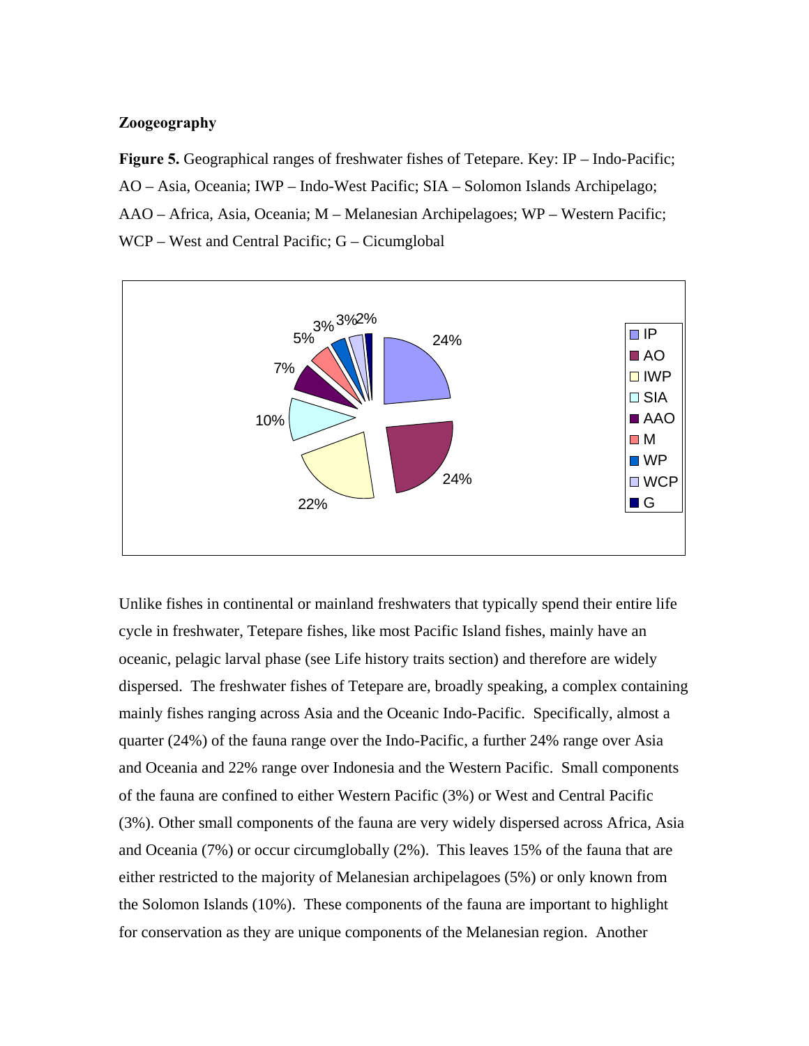**Zoogeography**

**Figure 5.** Geographical ranges of freshwater fishes of Tetepare. Key: IP – Indo-Pacific; AO – Asia, Oceania; IWP – Indo-West Pacific; SIA – Solomon Islands Archipelago; AAO – Africa, Asia, Oceania; M – Melanesian Archipelagoes; WP – Western Pacific; WCP – West and Central Pacific; G – Cicumglobal

Unlike fishes in continental or mainland freshwaters that typically spend their entire life cycle in freshwater, Tetepare fishes, like most Pacific Island fishes, mainly have an oceanic, pelagic larval phase (see Life history traits section) and therefore are widely dispersed. The freshwater fishes of Tetepare are, broadly speaking, a complex containing mainly fishes ranging across Asia and the Oceanic Indo-Pacific. Specifically, almost a quarter (24%) of the fauna range over the Indo-Pacific, a further 24% range over Asia and Oceania and 22% range over Indonesia and the Western Pacific. Small components of the fauna are confined to either Western Pacific (3%) or West and Central Pacific (3%). Other small components of the fauna are very widely dispersed across Africa, Asia and Oceania (7%) or occur circumglobally (2%). This leaves 15% of the fauna that are either restricted to the majority of Melanesian archipelagoes (5%) or only known from the Solomon Islands (10%). These components of the fauna are important to highlight for conservation as they are unique components of the Melanesian region. Another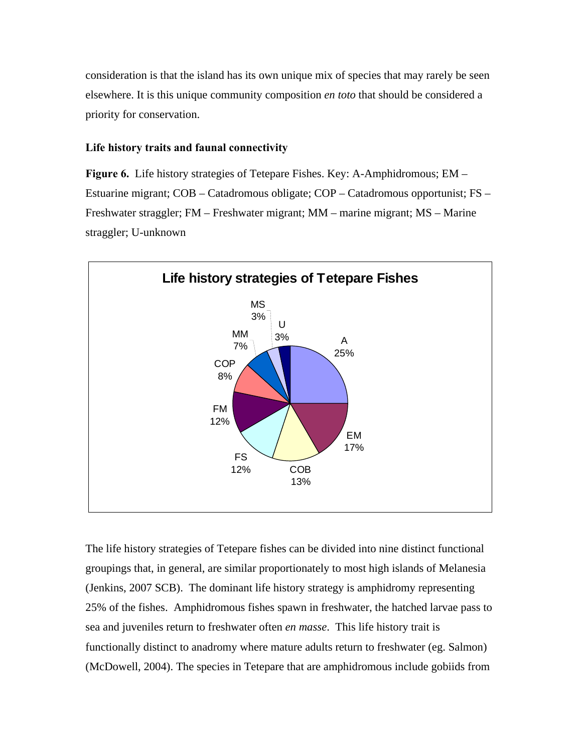consideration is that the island has its own unique mix of species that may rarely be seen elsewhere. It is this unique community composition *en toto* that should be considered a priority for conservation.

**Life history traits and faunal connectivity**

**Figure 6.** Life history strategies of Tetepare Fishes. Key: A-Amphidromous; EM – Estuarine migrant; COB – Catadromous obligate; COP – Catadromous opportunist; FS – Freshwater straggler; FM – Freshwater migrant; MM – marine migrant; MS – Marine straggler; U-unknown

The life history strategies of Tetepare fishes can be divided into nine distinct functional groupings that, in general, are similar proportionately to most high islands of Melanesia (Jenkins, 2007 SCB). The dominant life history strategy is amphidromy representing 25% of the fishes. Amphidromous fishes spawn in freshwater, the hatched larvae pass to sea and juveniles return to freshwater often *en masse*. This life history trait is functionally distinct to anadromy where mature adults return to freshwater (eg. Salmon) (McDowell, 2004). The species in Tetepare that are amphidromous include gobiids from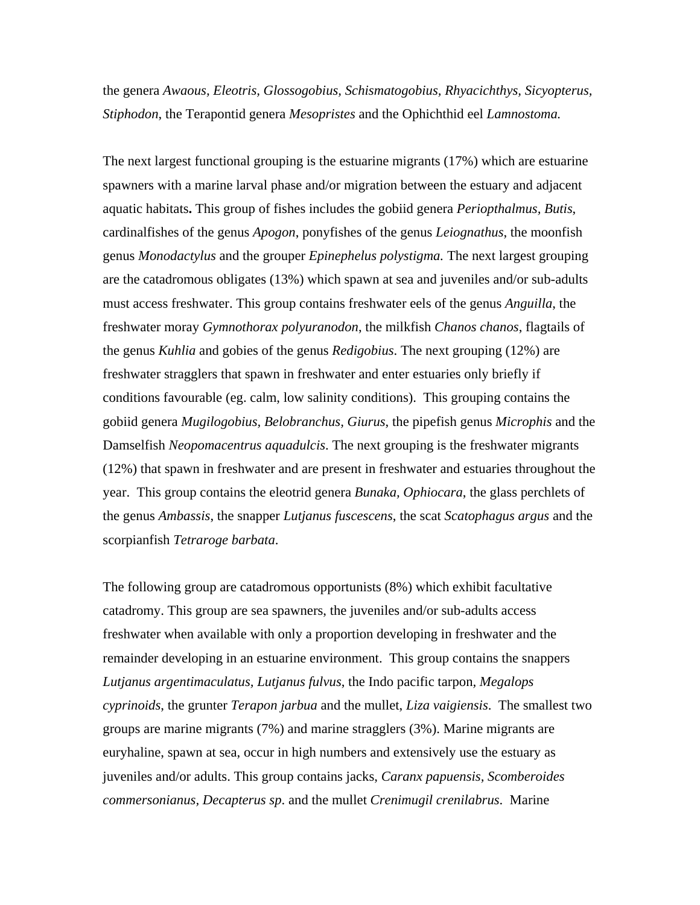the genera *Awaous, Eleotris, Glossogobius, Schismatogobius, Rhyacichthys, Sicyopterus, Stiphodon*, the Terapontid genera *Mesopristes* and the Ophichthid eel *Lamnostoma.*

The next largest functional grouping is the estuarine migrants (17%) which are estuarine spawners with a marine larval phase and/or migration between the estuary and adjacent aquatic habitats**.** This group of fishes includes the gobiid genera *Periopthalmus, Butis*, cardinalfishes of the genus *Apogon*, ponyfishes of the genus *Leiognathus*, the moonfish genus *Monodactylus* and the grouper *Epinephelus polystigma.* The next largest grouping are the catadromous obligates (13%) which spawn at sea and juveniles and/or sub-adults must access freshwater. This group contains freshwater eels of the genus *Anguilla*, the freshwater moray *Gymnothorax polyuranodon*, the milkfish *Chanos chanos*, flagtails of the genus *Kuhlia* and gobies of the genus *Redigobius*. The next grouping (12%) are freshwater stragglers that spawn in freshwater and enter estuaries only briefly if conditions favourable (eg. calm, low salinity conditions). This grouping contains the gobiid genera *Mugilogobius, Belobranchus, Giurus*, the pipefish genus *Microphis* and the Damselfish *Neopomacentrus aquadulcis*. The next grouping is the freshwater migrants (12%) that spawn in freshwater and are present in freshwater and estuaries throughout the year. This group contains the eleotrid genera *Bunaka, Ophiocara*, the glass perchlets of the genus *Ambassis*, the snapper *Lutjanus fuscescens*, the scat *Scatophagus argus* and the scorpianfish *Tetraroge barbata*.

The following group are catadromous opportunists (8%) which exhibit facultative catadromy. This group are sea spawners, the juveniles and/or sub-adults access freshwater when available with only a proportion developing in freshwater and the remainder developing in an estuarine environment. This group contains the snappers *Lutjanus argentimaculatus*, *Lutjanus fulvus*, the Indo pacific tarpon, *Megalops cyprinoids*, the grunter *Terapon jarbua* and the mullet, *Liza vaigiensis*. The smallest two groups are marine migrants (7%) and marine stragglers (3%). Marine migrants are euryhaline, spawn at sea, occur in high numbers and extensively use the estuary as juveniles and/or adults. This group contains jacks, *Caranx papuensis, Scomberoides commersonianus, Decapterus sp*. and the mullet *Crenimugil crenilabrus*. Marine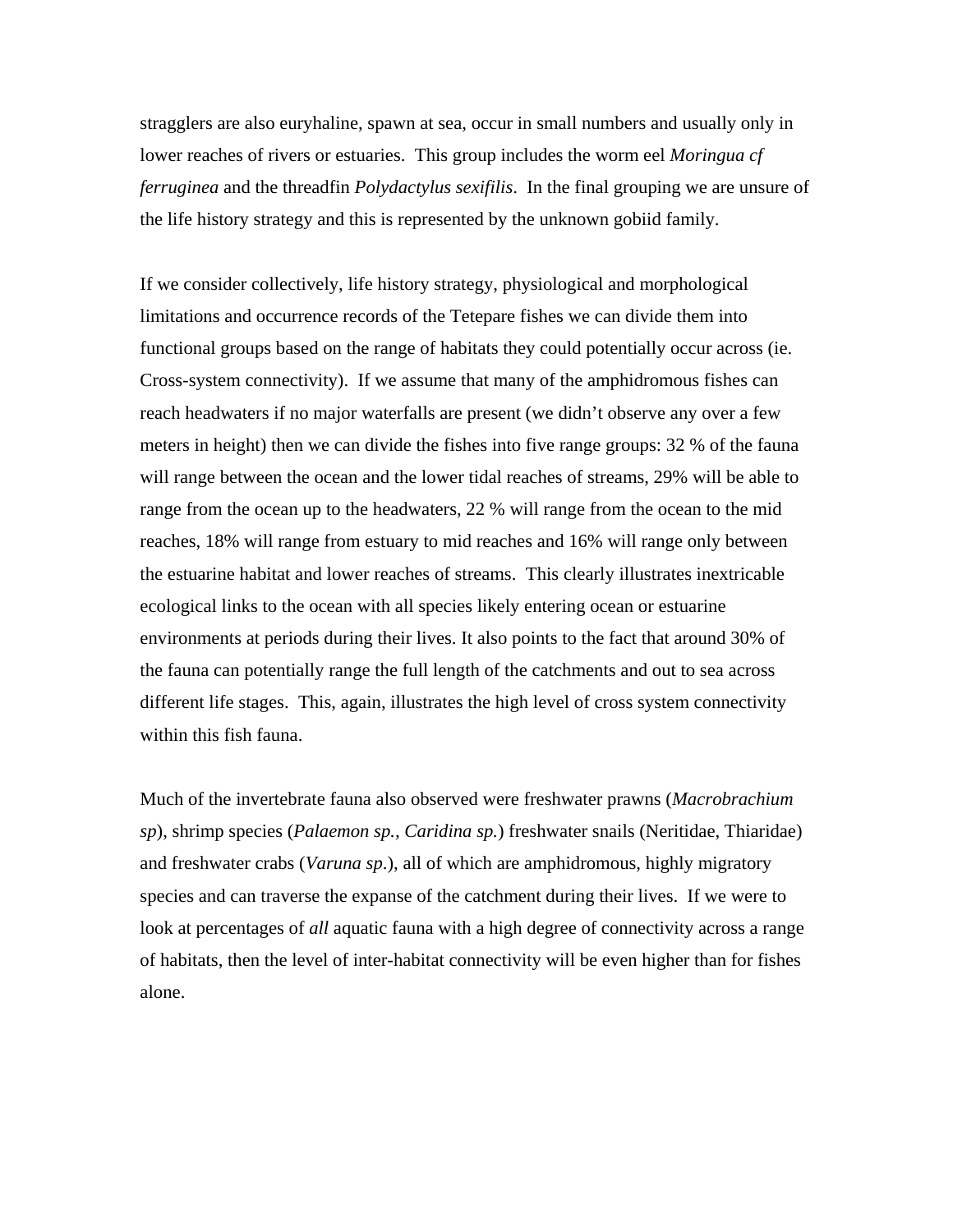stragglers are also euryhaline, spawn at sea, occur in small numbers and usually only in lower reaches of rivers or estuaries. This group includes the worm eel *Moringua cf ferruginea* and the threadfin *Polydactylus sexifilis*. In the final grouping we are unsure of the life history strategy and this is represented by the unknown gobiid family.

If we consider collectively, life history strategy, physiological and morphological limitations and occurrence records of the Tetepare fishes we can divide them into functional groups based on the range of habitats they could potentially occur across (ie. Cross-system connectivity). If we assume that many of the amphidromous fishes can reach headwaters if no major waterfalls are present (we didn't observe any over a few meters in height) then we can divide the fishes into five range groups: 32 % of the fauna will range between the ocean and the lower tidal reaches of streams, 29% will be able to range from the ocean up to the headwaters, 22 % will range from the ocean to the mid reaches, 18% will range from estuary to mid reaches and 16% will range only between the estuarine habitat and lower reaches of streams. This clearly illustrates inextricable ecological links to the ocean with all species likely entering ocean or estuarine environments at periods during their lives. It also points to the fact that around 30% of the fauna can potentially range the full length of the catchments and out to sea across different life stages. This, again, illustrates the high level of cross system connectivity within this fish fauna.

Much of the invertebrate fauna also observed were freshwater prawns (*Macrobrachium sp*), shrimp species (*Palaemon sp., Caridina sp.*) freshwater snails (Neritidae, Thiaridae) and freshwater crabs (*Varuna sp*.), all of which are amphidromous, highly migratory species and can traverse the expanse of the catchment during their lives. If we were to look at percentages of *all* aquatic fauna with a high degree of connectivity across a range of habitats, then the level of inter-habitat connectivity will be even higher than for fishes alone.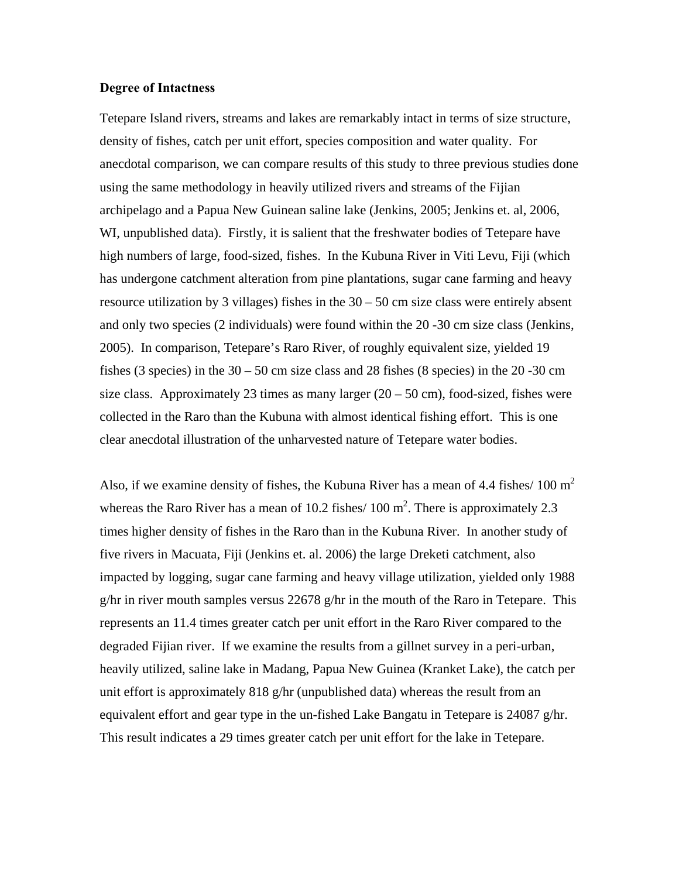**Degree of Intactness**

Tetepare Island rivers, streams and lakes are remarkably intact in terms of size structure, density of fishes, catch per unit effort, species composition and water quality. For anecdotal comparison, we can compare results of this study to three previous studies done using the same methodology in heavily utilized rivers and streams of the Fijian archipelago and a Papua New Guinean saline lake (Jenkins, 2005; Jenkins et. al, 2006, WI, unpublished data). Firstly, it is salient that the freshwater bodies of Tetepare have high numbers of large, food-sized, fishes. In the Kubuna River in Viti Levu, Fiji (which has undergone catchment alteration from pine plantations, sugar cane farming and heavy resource utilization by 3 villages) fishes in the 30 – 50 cm size class were entirely absent and only two species (2 individuals) were found within the 20 -30 cm size class (Jenkins, 2005). In comparison, Tetepare's Raro River, of roughly equivalent size, yielded 19 fishes (3 species) in the 30 – 50 cm size class and 28 fishes (8 species) in the 20 -30 cm size class. Approximately 23 times as many larger (20 – 50 cm), food-sized, fishes were collected in the Raro than the Kubuna with almost identical fishing effort. This is one clear anecdotal illustration of the unharvested nature of Tetepare water bodies.

Also, if we examine density of fishes, the Kubuna River has a mean of 4.4 fishes/ 100 $m^2$ whereas the Raro River has a mean of 10.2 fishes/ 100 $m^2$. There is approximately 2.3 times higher density of fishes in the Raro than in the Kubuna River. In another study of five rivers in Macuata, Fiji (Jenkins et. al. 2006) the large Dreketi catchment, also impacted by logging, sugar cane farming and heavy village utilization, yielded only 1988 g/hr in river mouth samples versus 22678 g/hr in the mouth of the Raro in Tetepare. This represents an 11.4 times greater catch per unit effort in the Raro River compared to the degraded Fijian river. If we examine the results from a gillnet survey in a peri-urban, heavily utilized, saline lake in Madang, Papua New Guinea (Kranket Lake), the catch per unit effort is approximately 818 g/hr (unpublished data) whereas the result from an equivalent effort and gear type in the un-fished Lake Bangatu in Tetepare is 24087 g/hr. This result indicates a 29 times greater catch per unit effort for the lake in Tetepare.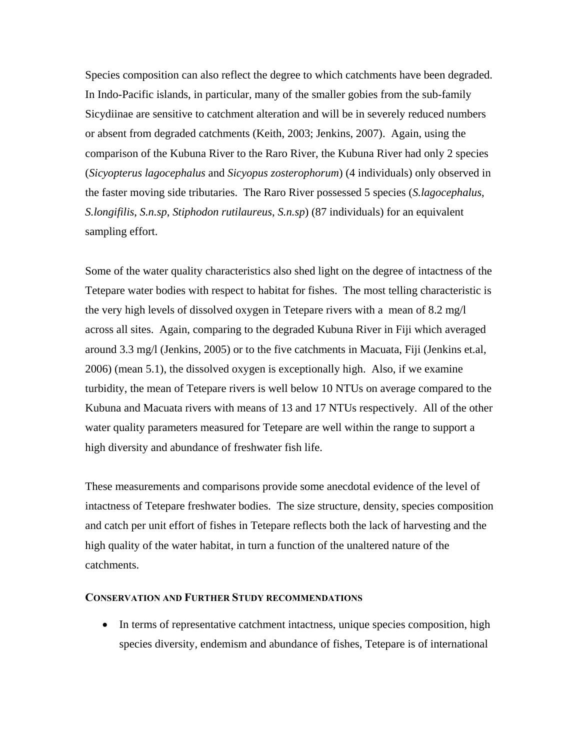Species composition can also reflect the degree to which catchments have been degraded. In Indo-Pacific islands, in particular, many of the smaller gobies from the sub-family Sicydiinae are sensitive to catchment alteration and will be in severely reduced numbers or absent from degraded catchments (Keith, 2003; Jenkins, 2007). Again, using the comparison of the Kubuna River to the Raro River, the Kubuna River had only 2 species (*Sicyopterus lagocephalus* and *Sicyopus zosterophorum*) (4 individuals) only observed in the faster moving side tributaries. The Raro River possessed 5 species (*S.lagocephalus*, *S.longifilis*, *S.n.sp*, *Stiphodon rutilaureus*, *S.n.sp*) (87 individuals) for an equivalent sampling effort.

Some of the water quality characteristics also shed light on the degree of intactness of the Tetepare water bodies with respect to habitat for fishes. The most telling characteristic is the very high levels of dissolved oxygen in Tetepare rivers with a mean of 8.2 mg/l across all sites. Again, comparing to the degraded Kubuna River in Fiji which averaged around 3.3 mg/l (Jenkins, 2005) or to the five catchments in Macuata, Fiji (Jenkins et.al, 2006) (mean 5.1), the dissolved oxygen is exceptionally high. Also, if we examine turbidity, the mean of Tetepare rivers is well below 10 NTUs on average compared to the Kubuna and Macuata rivers with means of 13 and 17 NTUs respectively. All of the other water quality parameters measured for Tetepare are well within the range to support a high diversity and abundance of freshwater fish life.

These measurements and comparisons provide some anecdotal evidence of the level of intactness of Tetepare freshwater bodies. The size structure, density, species composition and catch per unit effort of fishes in Tetepare reflects both the lack of harvesting and the high quality of the water habitat, in turn a function of the unaltered nature of the catchments.

### CONSERVATION AND FURTHER STUDY RECOMMENDATIONS

- In terms of representative catchment intactness, unique species composition, high species diversity, endemism and abundance of fishes, Tetepare is of international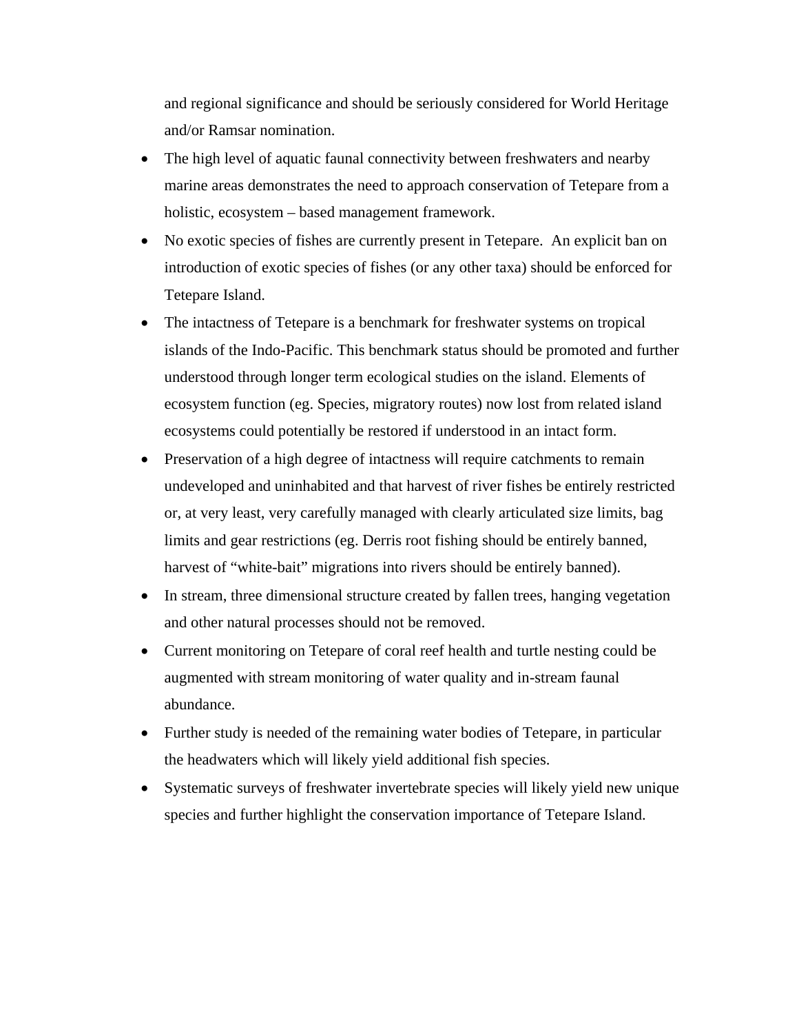and regional significance and should be seriously considered for World Heritage and/or Ramsar nomination.

- The high level of aquatic faunal connectivity between freshwaters and nearby marine areas demonstrates the need to approach conservation of Tetepare from a holistic, ecosystem – based management framework.
- No exotic species of fishes are currently present in Tetepare. An explicit ban on introduction of exotic species of fishes (or any other taxa) should be enforced for Tetepare Island.
- The intactness of Tetepare is a benchmark for freshwater systems on tropical islands of the Indo-Pacific. This benchmark status should be promoted and further understood through longer term ecological studies on the island. Elements of ecosystem function (eg. Species, migratory routes) now lost from related island ecosystems could potentially be restored if understood in an intact form.
- Preservation of a high degree of intactness will require catchments to remain undeveloped and uninhabited and that harvest of river fishes be entirely restricted or, at very least, very carefully managed with clearly articulated size limits, bag limits and gear restrictions (eg. Derris root fishing should be entirely banned, harvest of "white-bait" migrations into rivers should be entirely banned).
- In stream, three dimensional structure created by fallen trees, hanging vegetation and other natural processes should not be removed.
- Current monitoring on Tetepare of coral reef health and turtle nesting could be augmented with stream monitoring of water quality and in-stream faunal abundance.
- Further study is needed of the remaining water bodies of Tetepare, in particular the headwaters which will likely yield additional fish species.
- Systematic surveys of freshwater invertebrate species will likely yield new unique species and further highlight the conservation importance of Tetepare Island.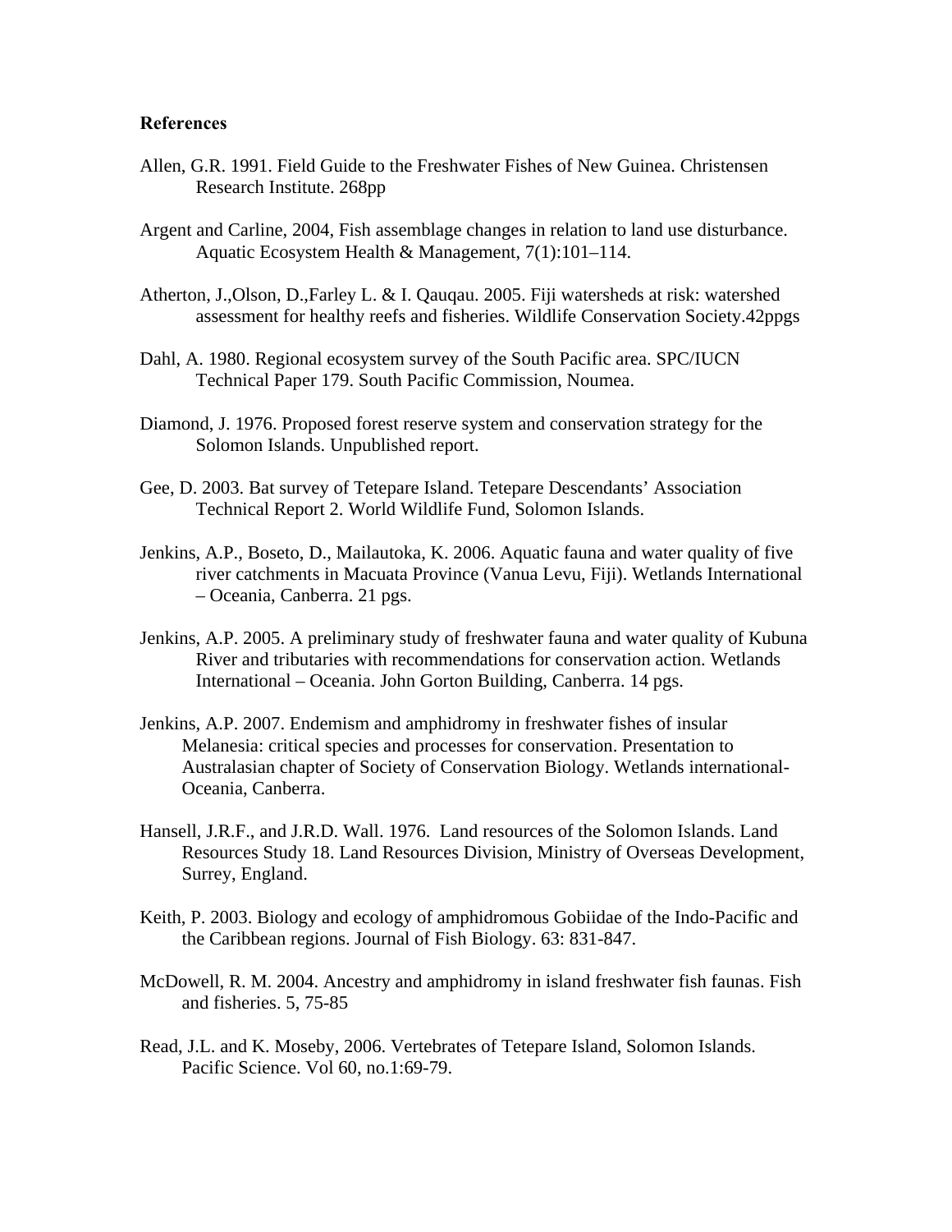**References**

Allen, G.R. 1991. Field Guide to the Freshwater Fishes of New Guinea. Christensen Research Institute. 268pp

Argent and Carline, 2004, Fish assemblage changes in relation to land use disturbance. Aquatic Ecosystem Health & Management, 7(1):101–114.

Atherton, J.,Olson, D.,Farley L. & I. Qauqau. 2005. Fiji watersheds at risk: watershed assessment for healthy reefs and fisheries. Wildlife Conservation Society.42ppgs

Dahl, A. 1980. Regional ecosystem survey of the South Pacific area. SPC/IUCN Technical Paper 179. South Pacific Commission, Noumea.

Diamond, J. 1976. Proposed forest reserve system and conservation strategy for the Solomon Islands. Unpublished report.

Gee, D. 2003. Bat survey of Tetepare Island. Tetepare Descendants' Association Technical Report 2. World Wildlife Fund, Solomon Islands.

Jenkins, A.P., Boseto, D., Mailautoka, K. 2006. Aquatic fauna and water quality of five river catchments in Macuata Province (Vanua Levu, Fiji). Wetlands International – Oceania, Canberra. 21 pgs.

Jenkins, A.P. 2005. A preliminary study of freshwater fauna and water quality of Kubuna River and tributaries with recommendations for conservation action. Wetlands International – Oceania. John Gorton Building, Canberra. 14 pgs.

Jenkins, A.P. 2007. Endemism and amphidromy in freshwater fishes of insular Melanesia: critical species and processes for conservation. Presentation to Australasian chapter of Society of Conservation Biology. Wetlands international-Oceania, Canberra.

Hansell, J.R.F., and J.R.D. Wall. 1976. Land resources of the Solomon Islands. Land Resources Study 18. Land Resources Division, Ministry of Overseas Development, Surrey, England.

Keith, P. 2003. Biology and ecology of amphidromous Gobiidae of the Indo-Pacific and the Caribbean regions. Journal of Fish Biology. 63: 831-847.

McDowell, R. M. 2004. Ancestry and amphidromy in island freshwater fish faunas. Fish and fisheries. 5, 75-85

Read, J.L. and K. Moseby, 2006. Vertebrates of Tetepare Island, Solomon Islands. Pacific Science. Vol 60, no.1:69-79.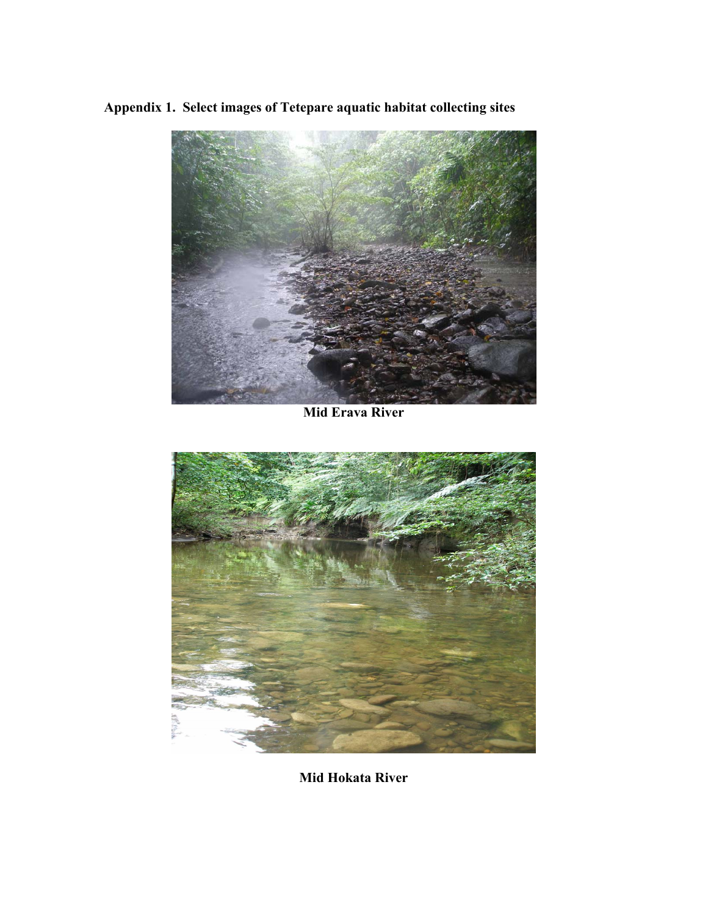**Appendix 1. Select images of Tetepare aquatic habitat collecting sites**

**Mid Erava River**

**Mid Hokata River**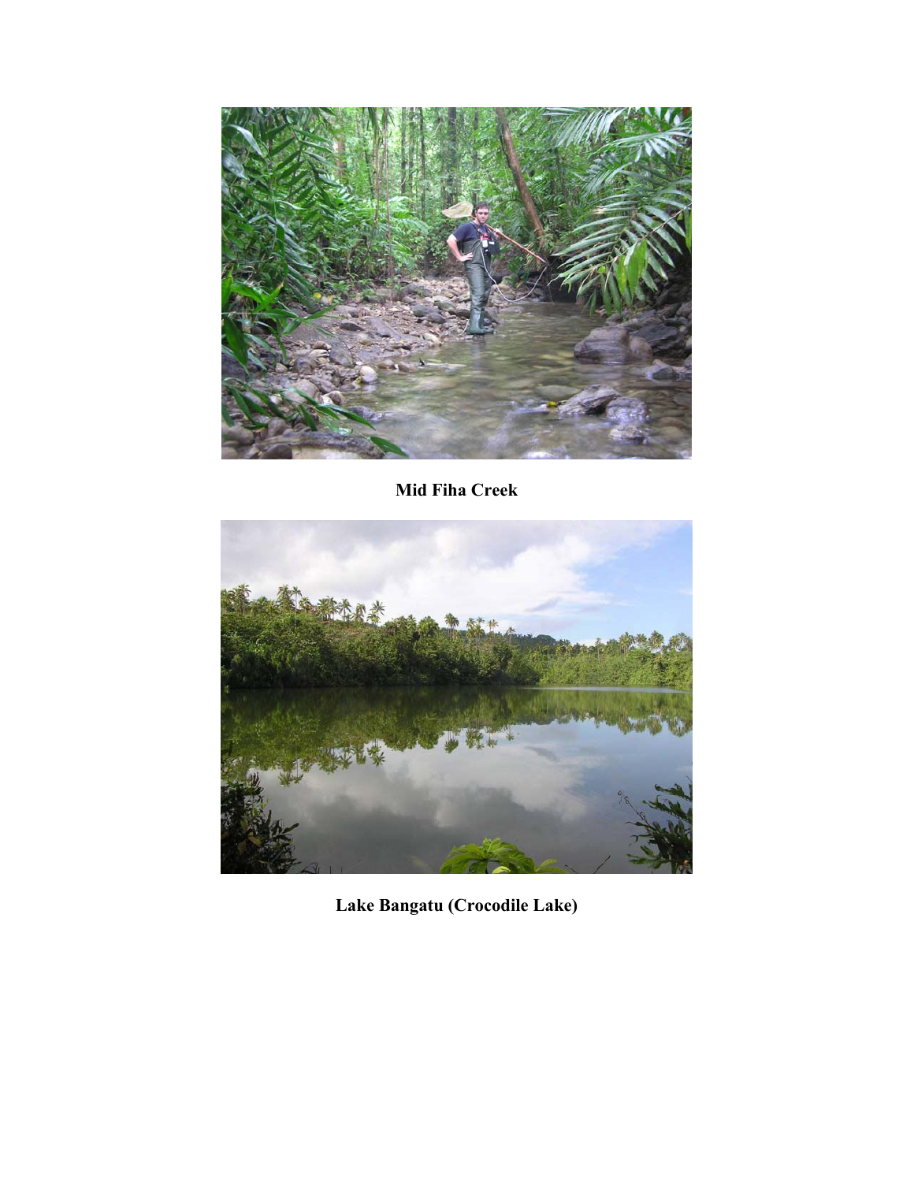**Mid Fiha Creek**

**Lake Bangatu (Crocodile Lake)**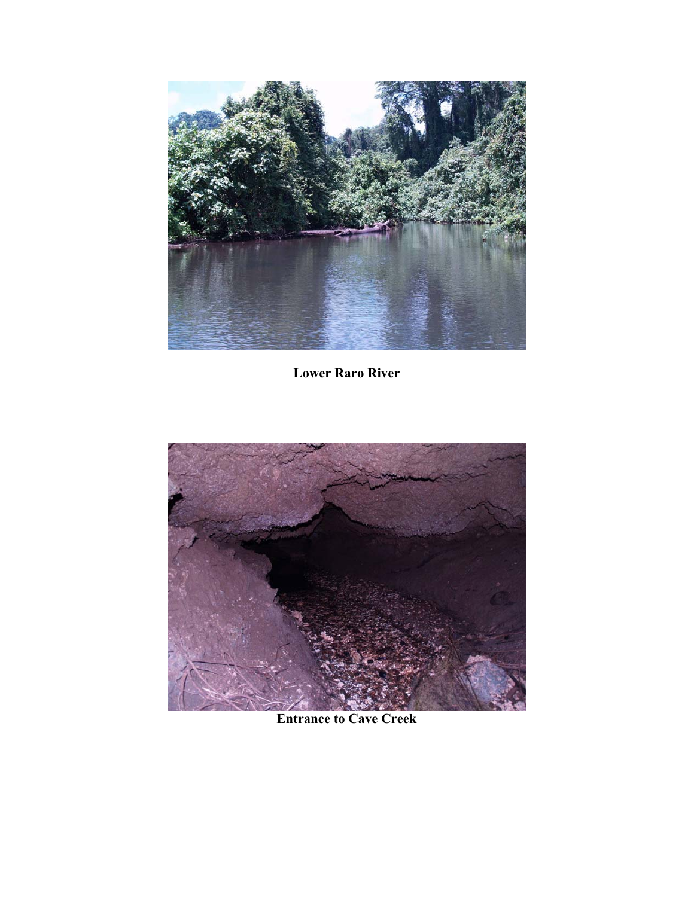**Lower Raro River**

**Entrance to Cave Creek**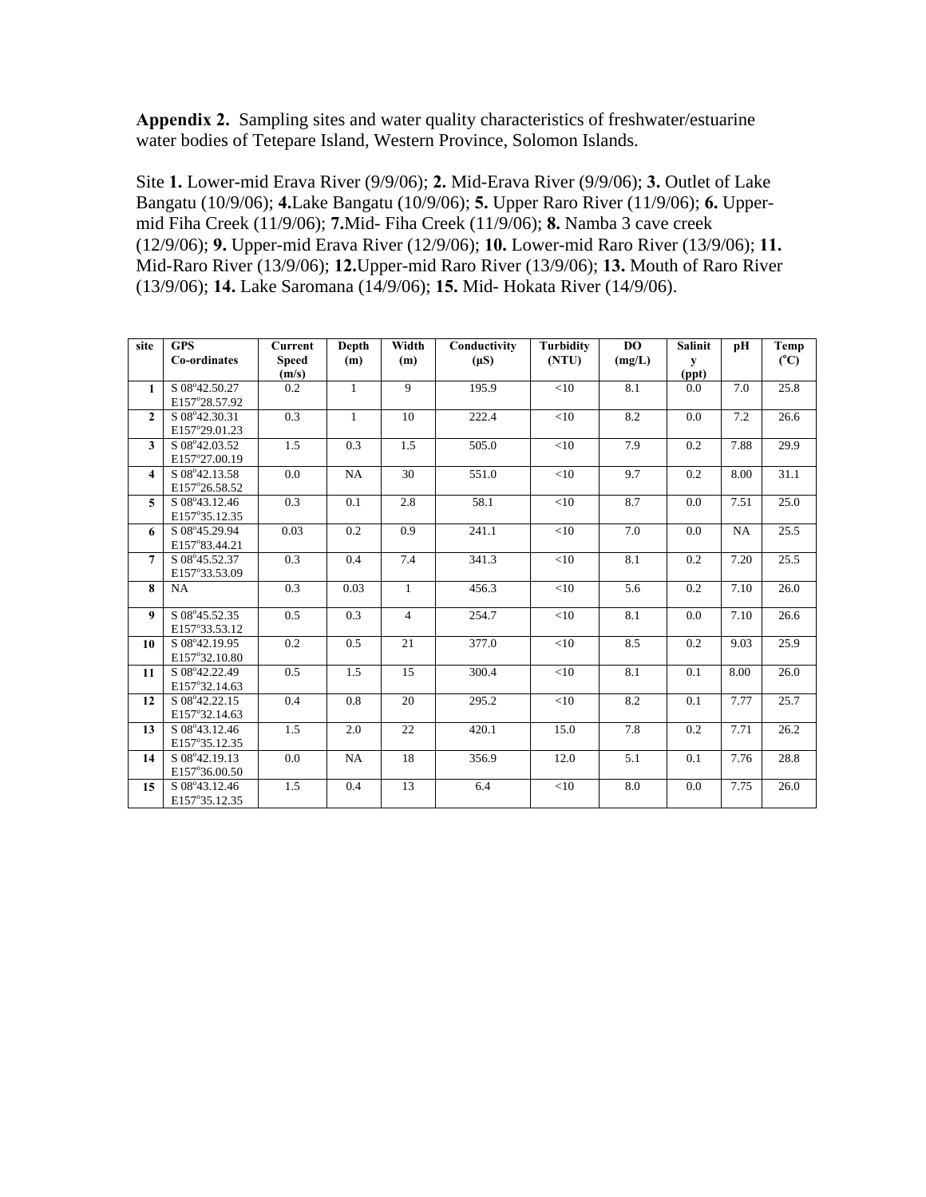**Appendix 2.** Sampling sites and water quality characteristics of freshwater/estuarine water bodies of Tetepare Island, Western Province, Solomon Islands.

Site **1.** Lower-mid Erava River (9/9/06); **2.** Mid-Erava River (9/9/06); **3.** Outlet of Lake Bangatu (10/9/06); **4.** Lake Bangatu (10/9/06); **5.** Upper Raro River (11/9/06); **6.** Upper-mid Fiha Creek (11/9/06); **7.** Mid- Fiha Creek (11/9/06); **8.** Namba 3 cave creek (12/9/06); **9.** Upper-mid Erava River (12/9/06); **10.** Lower-mid Raro River (13/9/06); **11.** Mid-Raro River (13/9/06); **12.** Upper-mid Raro River (13/9/06); **13.** Mouth of Raro River (13/9/06); **14.** Lake Saromana (14/9/06); **15.** Mid- Hokata River (14/9/06).

| site | GPS Co-ordinates | Current Speed (m/s) | Depth (m) | Width (m) | Conductivity (μS) | Turbidity (NTU) | DO (mg/L) | Salinity (ppt) | pH | Temp (°C) |
|---|---|---|---|---|---|---|---|---|---|---|
| 1 | S 08°42.50.27 E157°28.57.92 | 0.2 | 1 | 9 | 195.9 | <10 | 8.1 | 0.0 | 7.0 | 25.8 |
| 2 | S 08°42.30.31 E157°29.01.23 | 0.3 | 1 | 10 | 222.4 | <10 | 8.2 | 0.0 | 7.2 | 26.6 |
| 3 | S 08°42.03.52 E157°27.00.19 | 1.5 | 0.3 | 1.5 | 505.0 | <10 | 7.9 | 0.2 | 7.88 | 29.9 |
| 4 | S 08°42.13.58 E157°26.58.52 | 0.0 | NA | 30 | 551.0 | <10 | 9.7 | 0.2 | 8.00 | 31.1 |
| 5 | S 08°43.12.46 E157°35.12.35 | 0.3 | 0.1 | 2.8 | 58.1 | <10 | 8.7 | 0.0 | 7.51 | 25.0 |
| 6 | S 08°45.29.94 E157°83.44.21 | 0.03 | 0.2 | 0.9 | 241.1 | <10 | 7.0 | 0.0 | NA | 25.5 |
| 7 | S 08°45.52.37 E157°33.53.09 | 0.3 | 0.4 | 7.4 | 341.3 | <10 | 8.1 | 0.2 | 7.20 | 25.5 |
| 8 | NA | 0.3 | 0.03 | 1 | 456.3 | <10 | 5.6 | 0.2 | 7.10 | 26.0 |
| 9 | S 08°45.52.35 E157°33.53.12 | 0.5 | 0.3 | 4 | 254.7 | <10 | 8.1 | 0.0 | 7.10 | 26.6 |
| 10 | S 08°42.19.95 E157°32.10.80 | 0.2 | 0.5 | 21 | 377.0 | <10 | 8.5 | 0.2 | 9.03 | 25.9 |
| 11 | S 08°42.22.49 E157°32.14.63 | 0.5 | 1.5 | 15 | 300.4 | <10 | 8.1 | 0.1 | 8.00 | 26.0 |
| 12 | S 08°42.22.15 E157°32.14.63 | 0.4 | 0.8 | 20 | 295.2 | <10 | 8.2 | 0.1 | 7.77 | 25.7 |
| 13 | S 08°43.12.46 E157°35.12.35 | 1.5 | 2.0 | 22 | 420.1 | 15.0 | 7.8 | 0.2 | 7.71 | 26.2 |
| 14 | S 08°42.19.13 E157°36.00.50 | 0.0 | NA | 18 | 356.9 | 12.0 | 5.1 | 0.1 | 7.76 | 28.8 |
| 15 | S 08°43.12.46 E157°35.12.35 | 1.5 | 0.4 | 13 | 6.4 | <10 | 8.0 | 0.0 | 7.75 | 26.0 |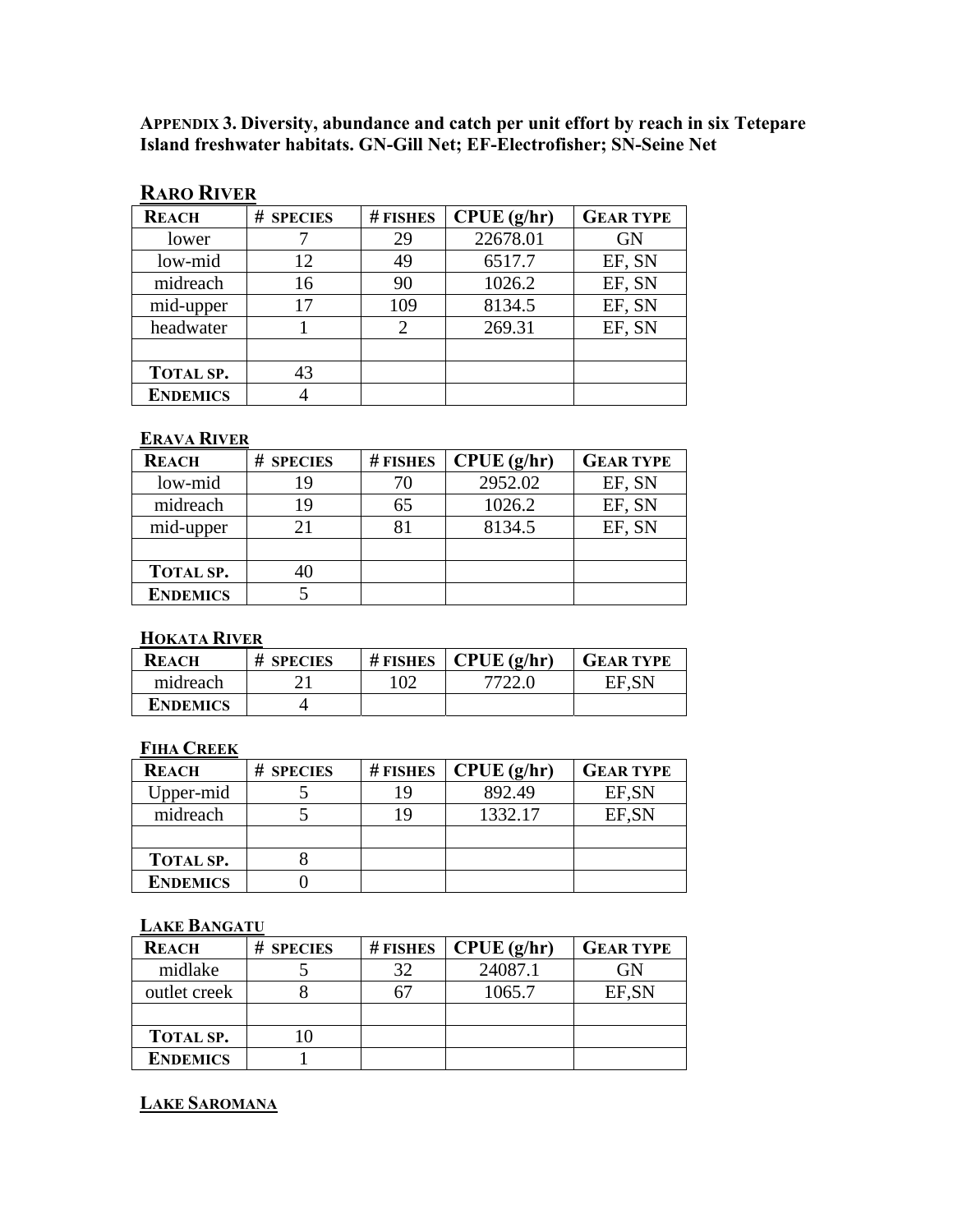**APPENDIX 3. Diversity, abundance and catch per unit effort by reach in six Tetepare Island freshwater habitats. GN-Gill Net; EF-Electrofisher; SN-Seine Net**

## RARO RIVER

| REACH | # SPECIES | # FISHES | CPUE (g/hr) | GEAR TYPE |
|---|---|---|---|---|
| lower | 7 | 29 | 22678.01 | GN |
| low-mid | 12 | 49 | 6517.7 | EF, SN |
| midreach | 16 | 90 | 1026.2 | EF, SN |
| mid-upper | 17 | 109 | 8134.5 | EF, SN |
| headwater | 1 | 2 | 269.31 | EF, SN |
| | | | | |
| TOTAL SP. | 43 | | | |
| ENDEMICS | 4 | | | |

### ERAVA RIVER

| REACH | # SPECIES | # FISHES | CPUE (g/hr) | GEAR TYPE |
|---|---|---|---|---|
| low-mid | 19 | 70 | 2952.02 | EF, SN |
| midreach | 19 | 65 | 1026.2 | EF, SN |
| mid-upper | 21 | 81 | 8134.5 | EF, SN |
| | | | | |
| TOTAL SP. | 40 | | | |
| ENDEMICS | 5 | | | |

### HOKATA RIVER

| REACH | # SPECIES | # FISHES | CPUE (g/hr) | GEAR TYPE |
|---|---|---|---|---|
| midreach | 21 | 102 | 7722.0 | EF,SN |
| ENDEMICS | 4 | | | |

### FIHA CREEK

| REACH | # SPECIES | # FISHES | CPUE (g/hr) | GEAR TYPE |
|---|---|---|---|---|
| Upper-mid | 5 | 19 | 892.49 | EF,SN |
| midreach | 5 | 19 | 1332.17 | EF,SN |
| | | | | |
| TOTAL SP. | 8 | | | |
| ENDEMICS | 0 | | | |

### LAKE BANGATU

| REACH | # SPECIES | # FISHES | CPUE (g/hr) | GEAR TYPE |
|---|---|---|---|---|
| midlake | 5 | 32 | 24087.1 | GN |
| outlet creek | 8 | 67 | 1065.7 | EF,SN |
| | | | | |
| TOTAL SP. | 10 | | | |
| ENDEMICS | 1 | | | |

### LAKE SAROMANA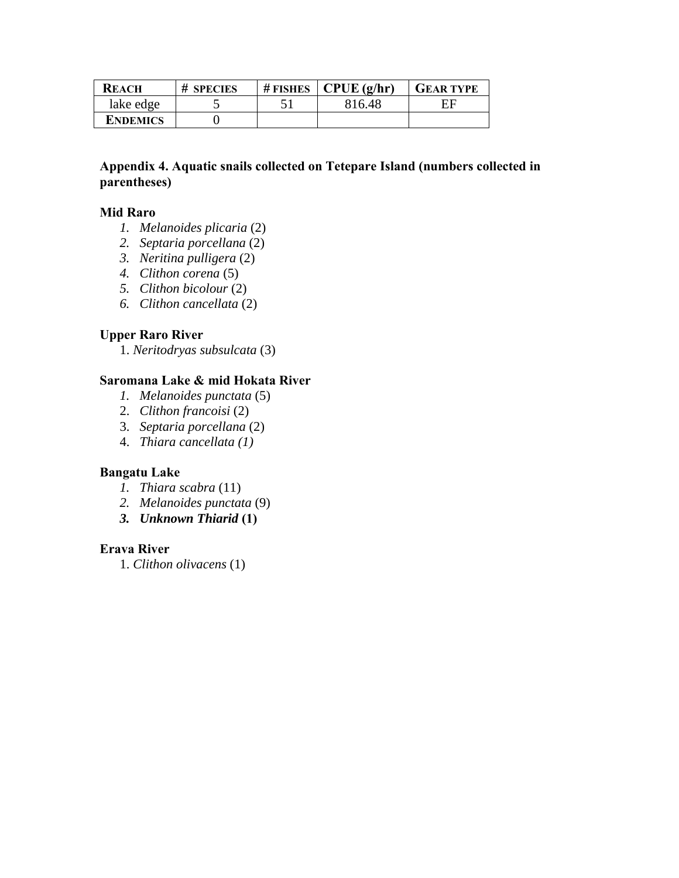| REACH | # SPECIES | # FISHES | CPUE (g/hr) | GEAR TYPE |
|---|---|---|---|---|
| lake edge | 5 | 51 | 816.48 | EF |
| ENDEMICS | 0 | | | |

**Appendix 4. Aquatic snails collected on Tetepare Island (numbers collected in parentheses)**

**Mid Raro**

1. *Melanoides plicaria* (2)
2. *Septaria porcellana* (2)
3. *Neritina pulligera* (2)
4. *Clithon corena* (5)
5. *Clithon bicolour* (2)
6. *Clithon cancellata* (2)

**Upper Raro River**

1. *Neritodryas subsulcata* (3)

**Saromana Lake & mid Hokata River**

1. *Melanoides punctata* (5)
2. *Clithon francoisi* (2)
3. *Septaria porcellana* (2)
4. *Thiara cancellata (1)*

**Bangatu Lake**

1. *Thiara scabra* (11)
2. *Melanoides punctata* (9)
3. ***Unknown Thiarid* (1)**

**Erava River**

1. *Clithon olivacens* (1)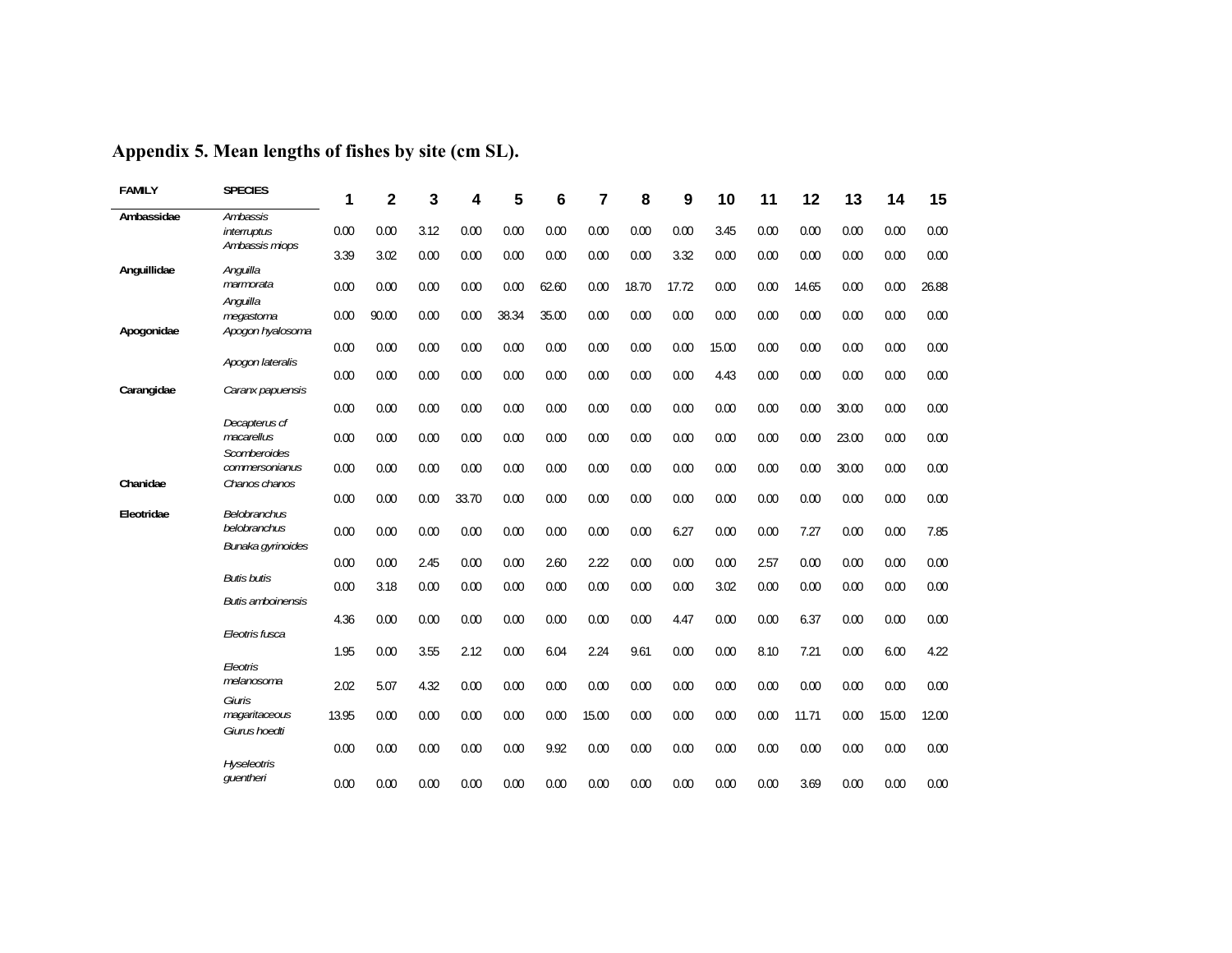**Appendix 5. Mean lengths of fishes by site (cm SL).**

| FAMILY | SPECIES | 1 | 2 | 3 | 4 | 5 | 6 | 7 | 8 | 9 | 10 | 11 | 12 | 13 | 14 | 15 |
|---|---|---|---|---|---|---|---|---|---|---|---|---|---|---|---|---|
| **Ambassidae** | *Ambassis interruptus* | 0.00 | 0.00 | 3.12 | 0.00 | 0.00 | 0.00 | 0.00 | 0.00 | 0.00 | 3.45 | 0.00 | 0.00 | 0.00 | 0.00 | 0.00 |
| | *Ambassis miops* | 3.39 | 3.02 | 0.00 | 0.00 | 0.00 | 0.00 | 0.00 | 0.00 | 3.32 | 0.00 | 0.00 | 0.00 | 0.00 | 0.00 | 0.00 |
| **Anguillidae** | *Anguilla marmorata* | 0.00 | 0.00 | 0.00 | 0.00 | 0.00 | 62.60 | 0.00 | 18.70 | 17.72 | 0.00 | 0.00 | 14.65 | 0.00 | 0.00 | 26.88 |
| | *Anguilla megastoma* | 0.00 | 90.00 | 0.00 | 0.00 | 38.34 | 35.00 | 0.00 | 0.00 | 0.00 | 0.00 | 0.00 | 0.00 | 0.00 | 0.00 | 0.00 |
| **Apogonidae** | *Apogon hyalosoma* | 0.00 | 0.00 | 0.00 | 0.00 | 0.00 | 0.00 | 0.00 | 0.00 | 0.00 | 15.00 | 0.00 | 0.00 | 0.00 | 0.00 | 0.00 |
| | *Apogon lateralis* | 0.00 | 0.00 | 0.00 | 0.00 | 0.00 | 0.00 | 0.00 | 0.00 | 0.00 | 4.43 | 0.00 | 0.00 | 0.00 | 0.00 | 0.00 |
| **Carangidae** | *Caranx papuensis* | 0.00 | 0.00 | 0.00 | 0.00 | 0.00 | 0.00 | 0.00 | 0.00 | 0.00 | 0.00 | 0.00 | 0.00 | 30.00 | 0.00 | 0.00 |
| | *Decapterus cf macarellus* | 0.00 | 0.00 | 0.00 | 0.00 | 0.00 | 0.00 | 0.00 | 0.00 | 0.00 | 0.00 | 0.00 | 0.00 | 23.00 | 0.00 | 0.00 |
| | *Scomberoides commersonianus* | 0.00 | 0.00 | 0.00 | 0.00 | 0.00 | 0.00 | 0.00 | 0.00 | 0.00 | 0.00 | 0.00 | 0.00 | 30.00 | 0.00 | 0.00 |
| **Chanidae** | *Chanos chanos* | 0.00 | 0.00 | 0.00 | 33.70 | 0.00 | 0.00 | 0.00 | 0.00 | 0.00 | 0.00 | 0.00 | 0.00 | 0.00 | 0.00 | 0.00 |
| **Eleotridae** | *Belobranchus belobranchus* | 0.00 | 0.00 | 0.00 | 0.00 | 0.00 | 0.00 | 0.00 | 0.00 | 6.27 | 0.00 | 0.00 | 7.27 | 0.00 | 0.00 | 7.85 |
| | *Bunaka gyrinoides* | 0.00 | 0.00 | 2.45 | 0.00 | 0.00 | 2.60 | 2.22 | 0.00 | 0.00 | 0.00 | 2.57 | 0.00 | 0.00 | 0.00 | 0.00 |
| | *Butis butis* | 0.00 | 3.18 | 0.00 | 0.00 | 0.00 | 0.00 | 0.00 | 0.00 | 0.00 | 3.02 | 0.00 | 0.00 | 0.00 | 0.00 | 0.00 |
| | *Butis amboinensis* | 4.36 | 0.00 | 0.00 | 0.00 | 0.00 | 0.00 | 0.00 | 0.00 | 4.47 | 0.00 | 0.00 | 6.37 | 0.00 | 0.00 | 0.00 |
| | *Eleotris fusca* | 1.95 | 0.00 | 3.55 | 2.12 | 0.00 | 6.04 | 2.24 | 9.61 | 0.00 | 0.00 | 8.10 | 7.21 | 0.00 | 6.00 | 4.22 |
| | *Eleotris melanosoma* | 2.02 | 5.07 | 4.32 | 0.00 | 0.00 | 0.00 | 0.00 | 0.00 | 0.00 | 0.00 | 0.00 | 0.00 | 0.00 | 0.00 | 0.00 |
| | *Giuris magaritaceous* | 13.95 | 0.00 | 0.00 | 0.00 | 0.00 | 0.00 | 15.00 | 0.00 | 0.00 | 0.00 | 0.00 | 11.71 | 0.00 | 15.00 | 12.00 |
| | *Giurus hoedti* | 0.00 | 0.00 | 0.00 | 0.00 | 0.00 | 9.92 | 0.00 | 0.00 | 0.00 | 0.00 | 0.00 | 0.00 | 0.00 | 0.00 | 0.00 |
| | *Hyseleotris guentheri* | 0.00 | 0.00 | 0.00 | 0.00 | 0.00 | 0.00 | 0.00 | 0.00 | 0.00 | 0.00 | 0.00 | 3.69 | 0.00 | 0.00 | 0.00 |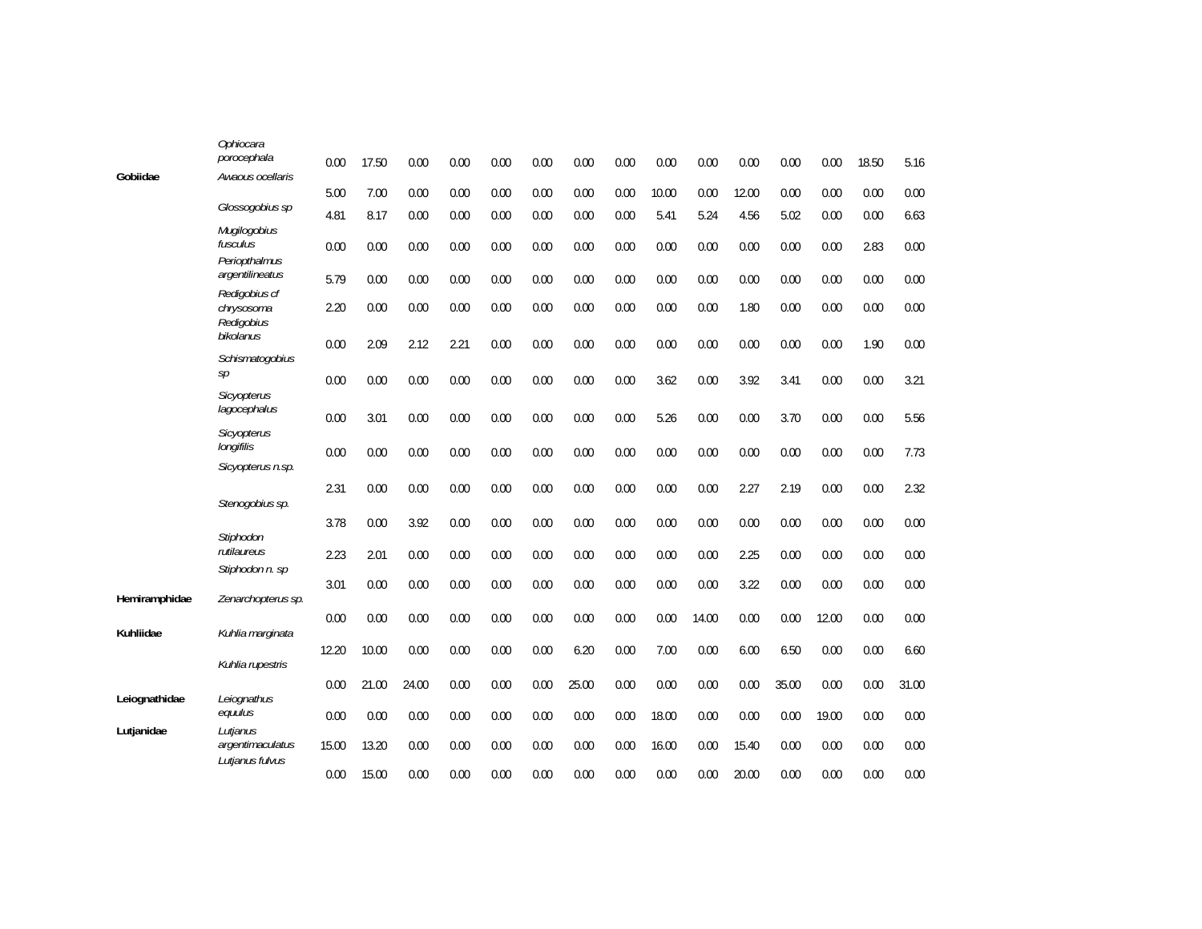|  |  |  |  |  |  |  |  |  |  |  |  |  |  |  |  |  |
|---|---|---|---|---|---|---|---|---|---|---|---|---|---|---|---|---|
|  | *Ophiocara porocephala* | 0.00 | 17.50 | 0.00 | 0.00 | 0.00 | 0.00 | 0.00 | 0.00 | 0.00 | 0.00 | 0.00 | 0.00 | 0.00 | 18.50 | 5.16 |
| **Gobiidae** | *Awaous ocellaris* | 5.00 | 7.00 | 0.00 | 0.00 | 0.00 | 0.00 | 0.00 | 0.00 | 10.00 | 0.00 | 12.00 | 0.00 | 0.00 | 0.00 | 0.00 |
|  | *Glossogobius sp* | 4.81 | 8.17 | 0.00 | 0.00 | 0.00 | 0.00 | 0.00 | 0.00 | 5.41 | 5.24 | 4.56 | 5.02 | 0.00 | 0.00 | 6.63 |
|  | *Mugilogobius fusculus* | 0.00 | 0.00 | 0.00 | 0.00 | 0.00 | 0.00 | 0.00 | 0.00 | 0.00 | 0.00 | 0.00 | 0.00 | 0.00 | 2.83 | 0.00 |
|  | *Periopthalmus argentilineatus* | 5.79 | 0.00 | 0.00 | 0.00 | 0.00 | 0.00 | 0.00 | 0.00 | 0.00 | 0.00 | 0.00 | 0.00 | 0.00 | 0.00 | 0.00 |
|  | *Redigobius cf chrysosoma* | 2.20 | 0.00 | 0.00 | 0.00 | 0.00 | 0.00 | 0.00 | 0.00 | 0.00 | 0.00 | 1.80 | 0.00 | 0.00 | 0.00 | 0.00 |
|  | *Redigobius bikolanus* | 0.00 | 2.09 | 2.12 | 2.21 | 0.00 | 0.00 | 0.00 | 0.00 | 0.00 | 0.00 | 0.00 | 0.00 | 0.00 | 1.90 | 0.00 |
|  | *Schismatogobius sp* | 0.00 | 0.00 | 0.00 | 0.00 | 0.00 | 0.00 | 0.00 | 0.00 | 3.62 | 0.00 | 3.92 | 3.41 | 0.00 | 0.00 | 3.21 |
|  | *Sicyopterus lagocephalus* | 0.00 | 3.01 | 0.00 | 0.00 | 0.00 | 0.00 | 0.00 | 0.00 | 5.26 | 0.00 | 0.00 | 3.70 | 0.00 | 0.00 | 5.56 |
|  | *Sicyopterus longifilis* | 0.00 | 0.00 | 0.00 | 0.00 | 0.00 | 0.00 | 0.00 | 0.00 | 0.00 | 0.00 | 0.00 | 0.00 | 0.00 | 0.00 | 7.73 |
|  | *Sicyopterus n.sp.* | 2.31 | 0.00 | 0.00 | 0.00 | 0.00 | 0.00 | 0.00 | 0.00 | 0.00 | 0.00 | 2.27 | 2.19 | 0.00 | 0.00 | 2.32 |
|  | *Stenogobius sp.* | 3.78 | 0.00 | 3.92 | 0.00 | 0.00 | 0.00 | 0.00 | 0.00 | 0.00 | 0.00 | 0.00 | 0.00 | 0.00 | 0.00 | 0.00 |
|  | *Stiphodon rutilaureus* | 2.23 | 2.01 | 0.00 | 0.00 | 0.00 | 0.00 | 0.00 | 0.00 | 0.00 | 0.00 | 2.25 | 0.00 | 0.00 | 0.00 | 0.00 |
|  | *Stiphodon n. sp* | 3.01 | 0.00 | 0.00 | 0.00 | 0.00 | 0.00 | 0.00 | 0.00 | 0.00 | 0.00 | 3.22 | 0.00 | 0.00 | 0.00 | 0.00 |
| **Hemiramphidae** | *Zenarchopterus sp.* | 0.00 | 0.00 | 0.00 | 0.00 | 0.00 | 0.00 | 0.00 | 0.00 | 0.00 | 14.00 | 0.00 | 0.00 | 12.00 | 0.00 | 0.00 |
| **Kuhliidae** | *Kuhlia marginata* | 12.20 | 10.00 | 0.00 | 0.00 | 0.00 | 0.00 | 6.20 | 0.00 | 7.00 | 0.00 | 6.00 | 6.50 | 0.00 | 0.00 | 6.60 |
|  | *Kuhlia rupestris* | 0.00 | 21.00 | 24.00 | 0.00 | 0.00 | 0.00 | 25.00 | 0.00 | 0.00 | 0.00 | 0.00 | 35.00 | 0.00 | 0.00 | 31.00 |
| **Leiognathidae** | *Leiognathus equulus* | 0.00 | 0.00 | 0.00 | 0.00 | 0.00 | 0.00 | 0.00 | 0.00 | 18.00 | 0.00 | 0.00 | 0.00 | 19.00 | 0.00 | 0.00 |
| **Lutjanidae** | *Lutjanus argentimaculatus* | 15.00 | 13.20 | 0.00 | 0.00 | 0.00 | 0.00 | 0.00 | 0.00 | 16.00 | 0.00 | 15.40 | 0.00 | 0.00 | 0.00 | 0.00 |
|  | *Lutjanus fulvus* | 0.00 | 15.00 | 0.00 | 0.00 | 0.00 | 0.00 | 0.00 | 0.00 | 0.00 | 0.00 | 20.00 | 0.00 | 0.00 | 0.00 | 0.00 |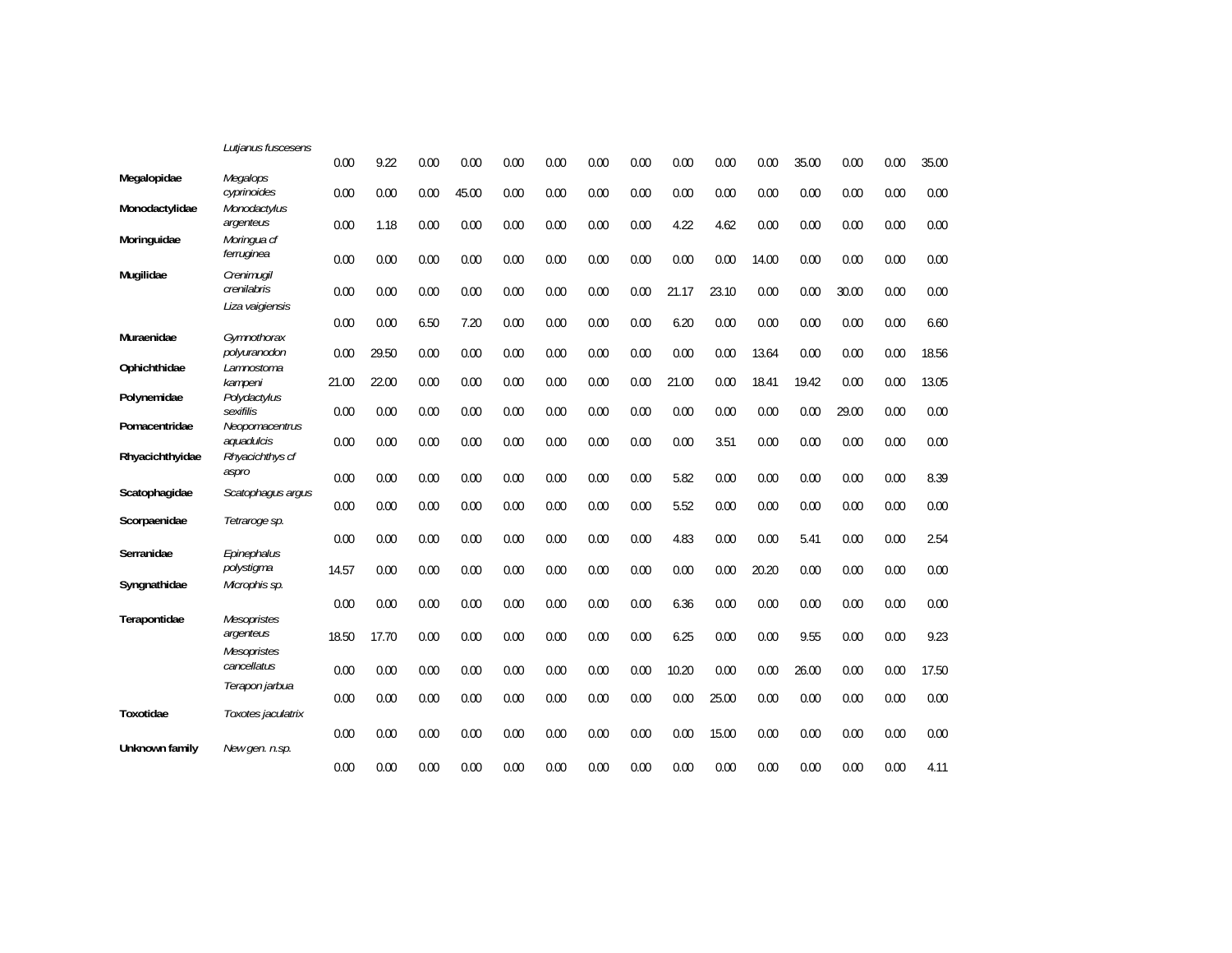| | | | | | | | | | | | | | | | | |
|---|---|---|---|---|---|---|---|---|---|---|---|---|---|---|---|---|
| | *Lutjanus fuscesens* | 0.00 | 9.22 | 0.00 | 0.00 | 0.00 | 0.00 | 0.00 | 0.00 | 0.00 | 0.00 | 0.00 | 35.00 | 0.00 | 0.00 | 35.00 |
| **Megalopidae** | *Megalops cyprinoides* | 0.00 | 0.00 | 0.00 | 45.00 | 0.00 | 0.00 | 0.00 | 0.00 | 0.00 | 0.00 | 0.00 | 0.00 | 0.00 | 0.00 | 0.00 |
| **Monodactylidae** | *Monodactylus argenteus* | 0.00 | 1.18 | 0.00 | 0.00 | 0.00 | 0.00 | 0.00 | 0.00 | 4.22 | 4.62 | 0.00 | 0.00 | 0.00 | 0.00 | 0.00 |
| **Moringuidae** | *Moringua cf ferruginea* | 0.00 | 0.00 | 0.00 | 0.00 | 0.00 | 0.00 | 0.00 | 0.00 | 0.00 | 0.00 | 14.00 | 0.00 | 0.00 | 0.00 | 0.00 |
| **Mugilidae** | *Crenimugil crenilabris* | 0.00 | 0.00 | 0.00 | 0.00 | 0.00 | 0.00 | 0.00 | 0.00 | 21.17 | 23.10 | 0.00 | 0.00 | 30.00 | 0.00 | 0.00 |
| | *Liza vaigiensis* | 0.00 | 0.00 | 6.50 | 7.20 | 0.00 | 0.00 | 0.00 | 0.00 | 6.20 | 0.00 | 0.00 | 0.00 | 0.00 | 0.00 | 6.60 |
| **Muraenidae** | *Gymnothorax polyuranodon* | 0.00 | 29.50 | 0.00 | 0.00 | 0.00 | 0.00 | 0.00 | 0.00 | 0.00 | 0.00 | 13.64 | 0.00 | 0.00 | 0.00 | 18.56 |
| **Ophichthidae** | *Lamnostoma kampeni* | 21.00 | 22.00 | 0.00 | 0.00 | 0.00 | 0.00 | 0.00 | 0.00 | 21.00 | 0.00 | 18.41 | 19.42 | 0.00 | 0.00 | 13.05 |
| **Polynemidae** | *Polydactylus sexifilis* | 0.00 | 0.00 | 0.00 | 0.00 | 0.00 | 0.00 | 0.00 | 0.00 | 0.00 | 0.00 | 0.00 | 0.00 | 29.00 | 0.00 | 0.00 |
| **Pomacentridae** | *Neopomacentrus aquadulcis* | 0.00 | 0.00 | 0.00 | 0.00 | 0.00 | 0.00 | 0.00 | 0.00 | 0.00 | 3.51 | 0.00 | 0.00 | 0.00 | 0.00 | 0.00 |
| **Rhyacichthyidae** | *Rhyacichthys cf aspro* | 0.00 | 0.00 | 0.00 | 0.00 | 0.00 | 0.00 | 0.00 | 0.00 | 5.82 | 0.00 | 0.00 | 0.00 | 0.00 | 0.00 | 8.39 |
| **Scatophagidae** | *Scatophagus argus* | 0.00 | 0.00 | 0.00 | 0.00 | 0.00 | 0.00 | 0.00 | 0.00 | 5.52 | 0.00 | 0.00 | 0.00 | 0.00 | 0.00 | 0.00 |
| **Scorpaenidae** | *Tetraroge sp.* | 0.00 | 0.00 | 0.00 | 0.00 | 0.00 | 0.00 | 0.00 | 0.00 | 4.83 | 0.00 | 0.00 | 5.41 | 0.00 | 0.00 | 2.54 |
| **Serranidae** | *Epinephalus polystigma* | 14.57 | 0.00 | 0.00 | 0.00 | 0.00 | 0.00 | 0.00 | 0.00 | 0.00 | 0.00 | 20.20 | 0.00 | 0.00 | 0.00 | 0.00 |
| **Syngnathidae** | *Microphis sp.* | 0.00 | 0.00 | 0.00 | 0.00 | 0.00 | 0.00 | 0.00 | 0.00 | 6.36 | 0.00 | 0.00 | 0.00 | 0.00 | 0.00 | 0.00 |
| **Terapontidae** | *Mesopristes argenteus* | 18.50 | 17.70 | 0.00 | 0.00 | 0.00 | 0.00 | 0.00 | 0.00 | 6.25 | 0.00 | 0.00 | 9.55 | 0.00 | 0.00 | 9.23 |
| | *Mesopristes cancellatus* | 0.00 | 0.00 | 0.00 | 0.00 | 0.00 | 0.00 | 0.00 | 0.00 | 10.20 | 0.00 | 0.00 | 26.00 | 0.00 | 0.00 | 17.50 |
| | *Terapon jarbua* | 0.00 | 0.00 | 0.00 | 0.00 | 0.00 | 0.00 | 0.00 | 0.00 | 0.00 | 25.00 | 0.00 | 0.00 | 0.00 | 0.00 | 0.00 |
| **Toxotidae** | *Toxotes jaculatrix* | 0.00 | 0.00 | 0.00 | 0.00 | 0.00 | 0.00 | 0.00 | 0.00 | 0.00 | 15.00 | 0.00 | 0.00 | 0.00 | 0.00 | 0.00 |
| **Unknown family** | *New gen. n.sp.* | 0.00 | 0.00 | 0.00 | 0.00 | 0.00 | 0.00 | 0.00 | 0.00 | 0.00 | 0.00 | 0.00 | 0.00 | 0.00 | 0.00 | 4.11 |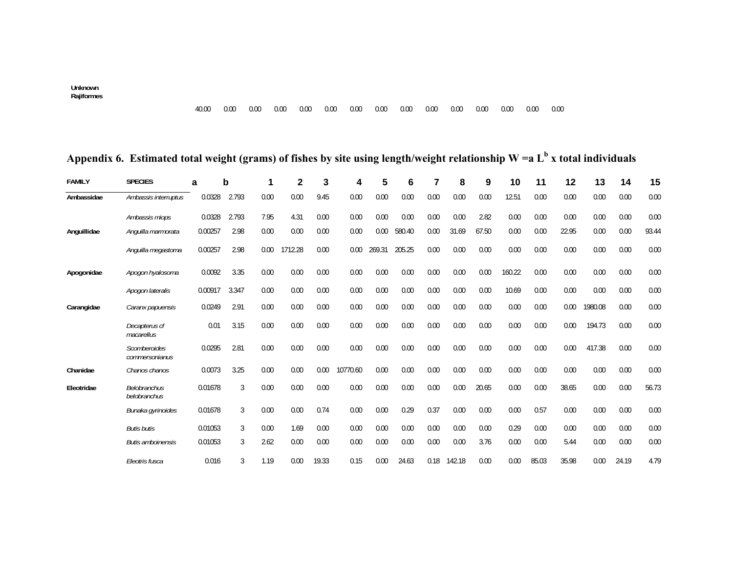| | |
|---|---|
| Unknown Rajiformes | 40.00 0.00 0.00 0.00 0.00 0.00 0.00 0.00 0.00 0.00 0.00 0.00 0.00 0.00 0.00 |

## Appendix 6. Estimated total weight (grams) of fishes by site using length/weight relationship $W = a L^b$ x total individuals

| FAMILY | SPECIES | a | b | 1 | 2 | 3 | 4 | 5 | 6 | 7 | 8 | 9 | 10 | 11 | 12 | 13 | 14 | 15 |
|---|---|---|---|---|---|---|---|---|---|---|---|---|---|---|---|---|---|---|
| Ambassidae | *Ambassis interruptus* | 0.0328 | 2.793 | 0.00 | 0.00 | 9.45 | 0.00 | 0.00 | 0.00 | 0.00 | 0.00 | 0.00 | 12.51 | 0.00 | 0.00 | 0.00 | 0.00 | 0.00 |
| | *Ambassis miops* | 0.0328 | 2.793 | 7.95 | 4.31 | 0.00 | 0.00 | 0.00 | 0.00 | 0.00 | 0.00 | 2.82 | 0.00 | 0.00 | 0.00 | 0.00 | 0.00 | 0.00 |
| Anguillidae | *Anguilla marmorata* | 0.00257 | 2.98 | 0.00 | 0.00 | 0.00 | 0.00 | 0.00 | 580.40 | 0.00 | 31.69 | 67.50 | 0.00 | 0.00 | 22.95 | 0.00 | 0.00 | 93.44 |
| | *Anguilla megastoma* | 0.00257 | 2.98 | 0.00 | 1712.28 | 0.00 | 0.00 | 269.31 | 205.25 | 0.00 | 0.00 | 0.00 | 0.00 | 0.00 | 0.00 | 0.00 | 0.00 | 0.00 |
| Apogonidae | *Apogon hyalosoma* | 0.0092 | 3.35 | 0.00 | 0.00 | 0.00 | 0.00 | 0.00 | 0.00 | 0.00 | 0.00 | 0.00 | 160.22 | 0.00 | 0.00 | 0.00 | 0.00 | 0.00 |
| | *Apogon lateralis* | 0.00917 | 3.347 | 0.00 | 0.00 | 0.00 | 0.00 | 0.00 | 0.00 | 0.00 | 0.00 | 0.00 | 10.69 | 0.00 | 0.00 | 0.00 | 0.00 | 0.00 |
| Carangidae | *Caranx papuensis* | 0.0249 | 2.91 | 0.00 | 0.00 | 0.00 | 0.00 | 0.00 | 0.00 | 0.00 | 0.00 | 0.00 | 0.00 | 0.00 | 0.00 | 1980.08 | 0.00 | 0.00 |
| | *Decapterus cf macarellus* | 0.01 | 3.15 | 0.00 | 0.00 | 0.00 | 0.00 | 0.00 | 0.00 | 0.00 | 0.00 | 0.00 | 0.00 | 0.00 | 0.00 | 194.73 | 0.00 | 0.00 |
| | *Scomberoides commersonianus* | 0.0295 | 2.81 | 0.00 | 0.00 | 0.00 | 0.00 | 0.00 | 0.00 | 0.00 | 0.00 | 0.00 | 0.00 | 0.00 | 0.00 | 417.38 | 0.00 | 0.00 |
| Chanidae | *Chanos chanos* | 0.0073 | 3.25 | 0.00 | 0.00 | 0.00 | 10770.60 | 0.00 | 0.00 | 0.00 | 0.00 | 0.00 | 0.00 | 0.00 | 0.00 | 0.00 | 0.00 | 0.00 |
| Eleotridae | *Belobranchus belobranchus* | 0.01678 | 3 | 0.00 | 0.00 | 0.00 | 0.00 | 0.00 | 0.00 | 0.00 | 0.00 | 20.65 | 0.00 | 0.00 | 38.65 | 0.00 | 0.00 | 56.73 |
| | *Bunaka gyrinoides* | 0.01678 | 3 | 0.00 | 0.00 | 0.74 | 0.00 | 0.00 | 0.29 | 0.37 | 0.00 | 0.00 | 0.00 | 0.57 | 0.00 | 0.00 | 0.00 | 0.00 |
| | *Butis butis* | 0.01053 | 3 | 0.00 | 1.69 | 0.00 | 0.00 | 0.00 | 0.00 | 0.00 | 0.00 | 0.00 | 0.29 | 0.00 | 0.00 | 0.00 | 0.00 | 0.00 |
| | *Butis amboinensis* | 0.01053 | 3 | 2.62 | 0.00 | 0.00 | 0.00 | 0.00 | 0.00 | 0.00 | 0.00 | 3.76 | 0.00 | 0.00 | 5.44 | 0.00 | 0.00 | 0.00 |
| | *Eleotris fusca* | 0.016 | 3 | 1.19 | 0.00 | 19.33 | 0.15 | 0.00 | 24.63 | 0.18 | 142.18 | 0.00 | 0.00 | 85.03 | 35.98 | 0.00 | 24.19 | 4.79 |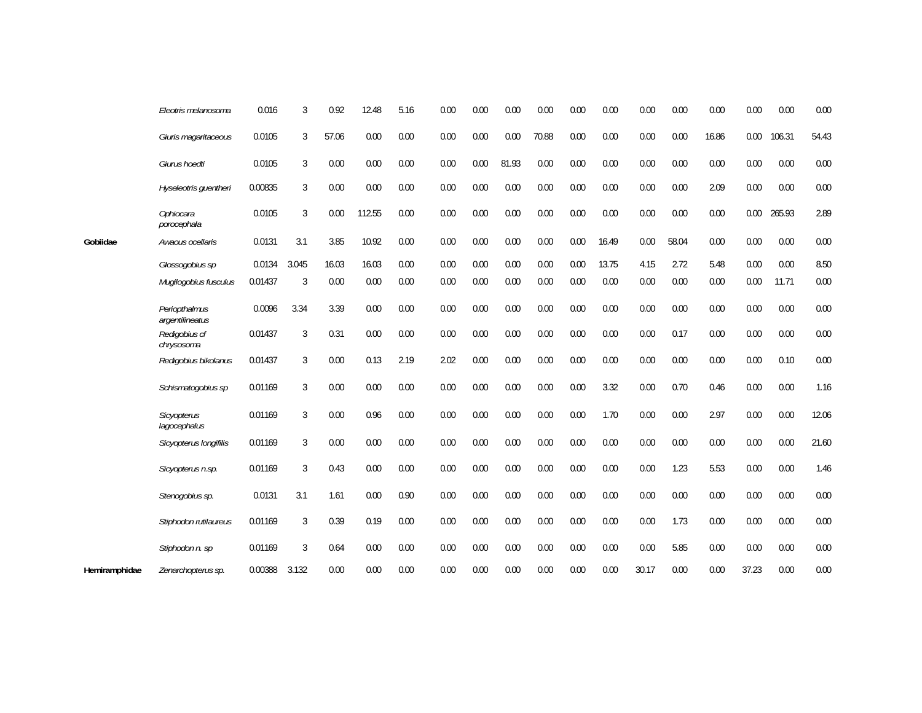| | | | | | | | | | | | | | | | | | | |
|---|---|---|---|---|---|---|---|---|---|---|---|---|---|---|---|---|---|---|
| | *Eleotris melanosoma* | 0.016 | 3 | 0.92 | 12.48 | 5.16 | 0.00 | 0.00 | 0.00 | 0.00 | 0.00 | 0.00 | 0.00 | 0.00 | 0.00 | 0.00 | 0.00 | 0.00 |
| | *Giuris magaritaceous* | 0.0105 | 3 | 57.06 | 0.00 | 0.00 | 0.00 | 0.00 | 0.00 | 70.88 | 0.00 | 0.00 | 0.00 | 0.00 | 16.86 | 0.00 | 106.31 | 54.43 |
| | *Giurus hoedti* | 0.0105 | 3 | 0.00 | 0.00 | 0.00 | 0.00 | 0.00 | 81.93 | 0.00 | 0.00 | 0.00 | 0.00 | 0.00 | 0.00 | 0.00 | 0.00 | 0.00 |
| | *Hyseleotris guentheri* | 0.00835 | 3 | 0.00 | 0.00 | 0.00 | 0.00 | 0.00 | 0.00 | 0.00 | 0.00 | 0.00 | 0.00 | 0.00 | 2.09 | 0.00 | 0.00 | 0.00 |
| | *Ophiocara porocephala* | 0.0105 | 3 | 0.00 | 112.55 | 0.00 | 0.00 | 0.00 | 0.00 | 0.00 | 0.00 | 0.00 | 0.00 | 0.00 | 0.00 | 0.00 | 265.93 | 2.89 |
| **Gobiidae** | *Awaous ocellaris* | 0.0131 | 3.1 | 3.85 | 10.92 | 0.00 | 0.00 | 0.00 | 0.00 | 0.00 | 0.00 | 16.49 | 0.00 | 58.04 | 0.00 | 0.00 | 0.00 | 0.00 |
| | *Glossogobius sp* | 0.0134 | 3.045 | 16.03 | 16.03 | 0.00 | 0.00 | 0.00 | 0.00 | 0.00 | 0.00 | 13.75 | 4.15 | 2.72 | 5.48 | 0.00 | 0.00 | 8.50 |
| | *Mugilogobius fusculus* | 0.01437 | 3 | 0.00 | 0.00 | 0.00 | 0.00 | 0.00 | 0.00 | 0.00 | 0.00 | 0.00 | 0.00 | 0.00 | 0.00 | 0.00 | 11.71 | 0.00 |
| | *Periopthalmus argentilineatus* | 0.0096 | 3.34 | 3.39 | 0.00 | 0.00 | 0.00 | 0.00 | 0.00 | 0.00 | 0.00 | 0.00 | 0.00 | 0.00 | 0.00 | 0.00 | 0.00 | 0.00 |
| | *Redigobius cf chrysosoma* | 0.01437 | 3 | 0.31 | 0.00 | 0.00 | 0.00 | 0.00 | 0.00 | 0.00 | 0.00 | 0.00 | 0.00 | 0.17 | 0.00 | 0.00 | 0.00 | 0.00 |
| | *Redigobius bikolanus* | 0.01437 | 3 | 0.00 | 0.13 | 2.19 | 2.02 | 0.00 | 0.00 | 0.00 | 0.00 | 0.00 | 0.00 | 0.00 | 0.00 | 0.00 | 0.10 | 0.00 |
| | *Schismatogobius sp* | 0.01169 | 3 | 0.00 | 0.00 | 0.00 | 0.00 | 0.00 | 0.00 | 0.00 | 0.00 | 3.32 | 0.00 | 0.70 | 0.46 | 0.00 | 0.00 | 1.16 |
| | *Sicyopterus lagocephalus* | 0.01169 | 3 | 0.00 | 0.96 | 0.00 | 0.00 | 0.00 | 0.00 | 0.00 | 0.00 | 1.70 | 0.00 | 0.00 | 2.97 | 0.00 | 0.00 | 12.06 |
| | *Sicyopterus longifilis* | 0.01169 | 3 | 0.00 | 0.00 | 0.00 | 0.00 | 0.00 | 0.00 | 0.00 | 0.00 | 0.00 | 0.00 | 0.00 | 0.00 | 0.00 | 0.00 | 21.60 |
| | *Sicyopterus n.sp.* | 0.01169 | 3 | 0.43 | 0.00 | 0.00 | 0.00 | 0.00 | 0.00 | 0.00 | 0.00 | 0.00 | 0.00 | 1.23 | 5.53 | 0.00 | 0.00 | 1.46 |
| | *Stenogobius sp.* | 0.0131 | 3.1 | 1.61 | 0.00 | 0.90 | 0.00 | 0.00 | 0.00 | 0.00 | 0.00 | 0.00 | 0.00 | 0.00 | 0.00 | 0.00 | 0.00 | 0.00 |
| | *Stiphodon rutilaureus* | 0.01169 | 3 | 0.39 | 0.19 | 0.00 | 0.00 | 0.00 | 0.00 | 0.00 | 0.00 | 0.00 | 0.00 | 1.73 | 0.00 | 0.00 | 0.00 | 0.00 |
| | *Stiphodon n. sp* | 0.01169 | 3 | 0.64 | 0.00 | 0.00 | 0.00 | 0.00 | 0.00 | 0.00 | 0.00 | 0.00 | 0.00 | 5.85 | 0.00 | 0.00 | 0.00 | 0.00 |
| **Hemiramphidae** | *Zenarchopterus sp.* | 0.00388 | 3.132 | 0.00 | 0.00 | 0.00 | 0.00 | 0.00 | 0.00 | 0.00 | 0.00 | 0.00 | 30.17 | 0.00 | 0.00 | 37.23 | 0.00 | 0.00 |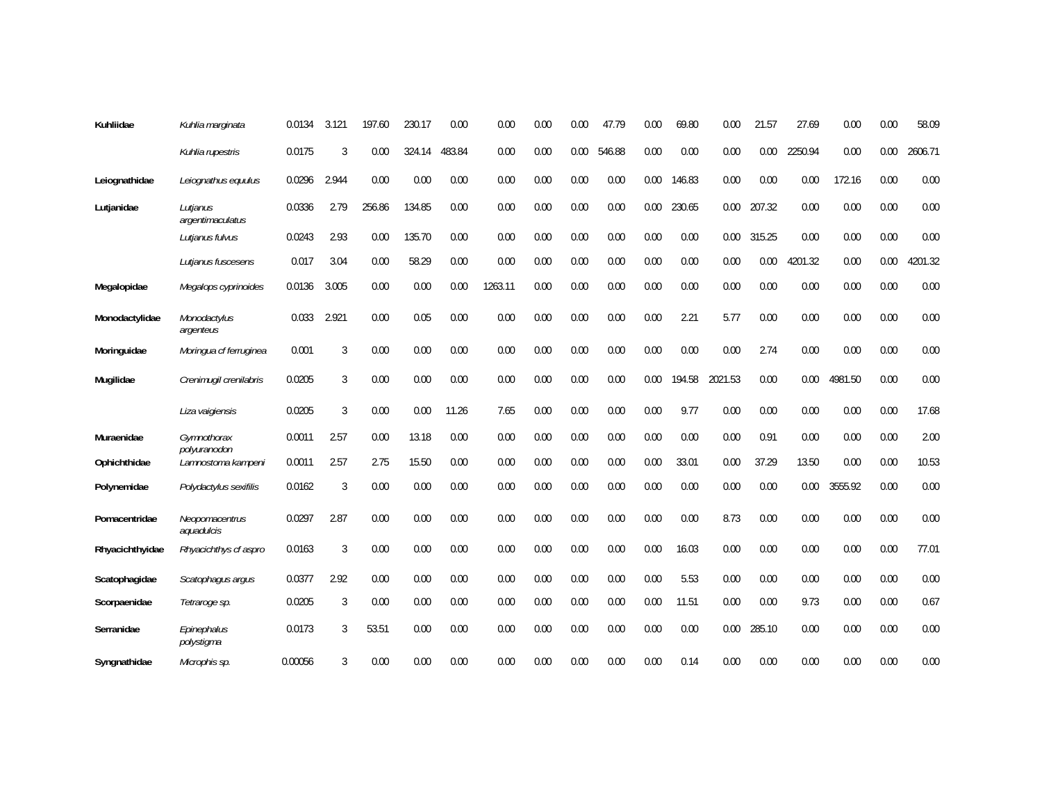| | | | | | | | | | | | | | | | | | | |
|---|---|---|---|---|---|---|---|---|---|---|---|---|---|---|---|---|---|---|
| **Kuhliidae** | *Kuhlia marginata* | 0.0134 | 3.121 | 197.60 | 230.17 | 0.00 | 0.00 | 0.00 | 0.00 | 47.79 | 0.00 | 69.80 | 0.00 | 21.57 | 27.69 | 0.00 | 0.00 | 58.09 |
| | *Kuhlia rupestris* | 0.0175 | 3 | 0.00 | 324.14 | 483.84 | 0.00 | 0.00 | 0.00 | 546.88 | 0.00 | 0.00 | 0.00 | 0.00 | 2250.94 | 0.00 | 0.00 | 2606.71 |
| **Leiognathidae** | *Leiognathus equulus* | 0.0296 | 2.944 | 0.00 | 0.00 | 0.00 | 0.00 | 0.00 | 0.00 | 0.00 | 0.00 | 146.83 | 0.00 | 0.00 | 0.00 | 172.16 | 0.00 | 0.00 |
| **Lutjanidae** | *Lutjanus argentimaculatus* | 0.0336 | 2.79 | 256.86 | 134.85 | 0.00 | 0.00 | 0.00 | 0.00 | 0.00 | 0.00 | 230.65 | 0.00 | 207.32 | 0.00 | 0.00 | 0.00 | 0.00 |
| | *Lutjanus fulvus* | 0.0243 | 2.93 | 0.00 | 135.70 | 0.00 | 0.00 | 0.00 | 0.00 | 0.00 | 0.00 | 0.00 | 0.00 | 315.25 | 0.00 | 0.00 | 0.00 | 0.00 |
| | *Lutjanus fuscesens* | 0.017 | 3.04 | 0.00 | 58.29 | 0.00 | 0.00 | 0.00 | 0.00 | 0.00 | 0.00 | 0.00 | 0.00 | 0.00 | 4201.32 | 0.00 | 0.00 | 4201.32 |
| **Megalopidae** | *Megalops cyprinoides* | 0.0136 | 3.005 | 0.00 | 0.00 | 0.00 | 1263.11 | 0.00 | 0.00 | 0.00 | 0.00 | 0.00 | 0.00 | 0.00 | 0.00 | 0.00 | 0.00 | 0.00 |
| **Monodactylidae** | *Monodactylus argenteus* | 0.033 | 2.921 | 0.00 | 0.05 | 0.00 | 0.00 | 0.00 | 0.00 | 0.00 | 0.00 | 2.21 | 5.77 | 0.00 | 0.00 | 0.00 | 0.00 | 0.00 |
| **Moringuidae** | *Moringua cf ferruginea* | 0.001 | 3 | 0.00 | 0.00 | 0.00 | 0.00 | 0.00 | 0.00 | 0.00 | 0.00 | 0.00 | 0.00 | 2.74 | 0.00 | 0.00 | 0.00 | 0.00 |
| **Mugilidae** | *Crenimugil crenilabris* | 0.0205 | 3 | 0.00 | 0.00 | 0.00 | 0.00 | 0.00 | 0.00 | 0.00 | 0.00 | 194.58 | 2021.53 | 0.00 | 0.00 | 4981.50 | 0.00 | 0.00 |
| | *Liza vaigiensis* | 0.0205 | 3 | 0.00 | 0.00 | 11.26 | 7.65 | 0.00 | 0.00 | 0.00 | 0.00 | 9.77 | 0.00 | 0.00 | 0.00 | 0.00 | 0.00 | 17.68 |
| **Muraenidae** | *Gymnothorax polyuranodon* | 0.0011 | 2.57 | 0.00 | 13.18 | 0.00 | 0.00 | 0.00 | 0.00 | 0.00 | 0.00 | 0.00 | 0.00 | 0.91 | 0.00 | 0.00 | 0.00 | 2.00 |
| **Ophichthidae** | *Lamnostoma kampeni* | 0.0011 | 2.57 | 2.75 | 15.50 | 0.00 | 0.00 | 0.00 | 0.00 | 0.00 | 0.00 | 33.01 | 0.00 | 37.29 | 13.50 | 0.00 | 0.00 | 10.53 |
| **Polynemidae** | *Polydactylus sexifilis* | 0.0162 | 3 | 0.00 | 0.00 | 0.00 | 0.00 | 0.00 | 0.00 | 0.00 | 0.00 | 0.00 | 0.00 | 0.00 | 0.00 | 3555.92 | 0.00 | 0.00 |
| **Pomacentridae** | *Neopomacentrus aquadulcis* | 0.0297 | 2.87 | 0.00 | 0.00 | 0.00 | 0.00 | 0.00 | 0.00 | 0.00 | 0.00 | 0.00 | 8.73 | 0.00 | 0.00 | 0.00 | 0.00 | 0.00 |
| **Rhyacichthyidae** | *Rhyacichthys cf aspro* | 0.0163 | 3 | 0.00 | 0.00 | 0.00 | 0.00 | 0.00 | 0.00 | 0.00 | 0.00 | 16.03 | 0.00 | 0.00 | 0.00 | 0.00 | 0.00 | 77.01 |
| **Scatophagidae** | *Scatophagus argus* | 0.0377 | 2.92 | 0.00 | 0.00 | 0.00 | 0.00 | 0.00 | 0.00 | 0.00 | 0.00 | 5.53 | 0.00 | 0.00 | 0.00 | 0.00 | 0.00 | 0.00 |
| **Scorpaenidae** | *Tetraroge sp.* | 0.0205 | 3 | 0.00 | 0.00 | 0.00 | 0.00 | 0.00 | 0.00 | 0.00 | 0.00 | 11.51 | 0.00 | 0.00 | 9.73 | 0.00 | 0.00 | 0.67 |
| **Serranidae** | *Epinephalus polystigma* | 0.0173 | 3 | 53.51 | 0.00 | 0.00 | 0.00 | 0.00 | 0.00 | 0.00 | 0.00 | 0.00 | 0.00 | 285.10 | 0.00 | 0.00 | 0.00 | 0.00 |
| **Syngnathidae** | *Microphis sp.* | 0.00056 | 3 | 0.00 | 0.00 | 0.00 | 0.00 | 0.00 | 0.00 | 0.00 | 0.00 | 0.14 | 0.00 | 0.00 | 0.00 | 0.00 | 0.00 | 0.00 |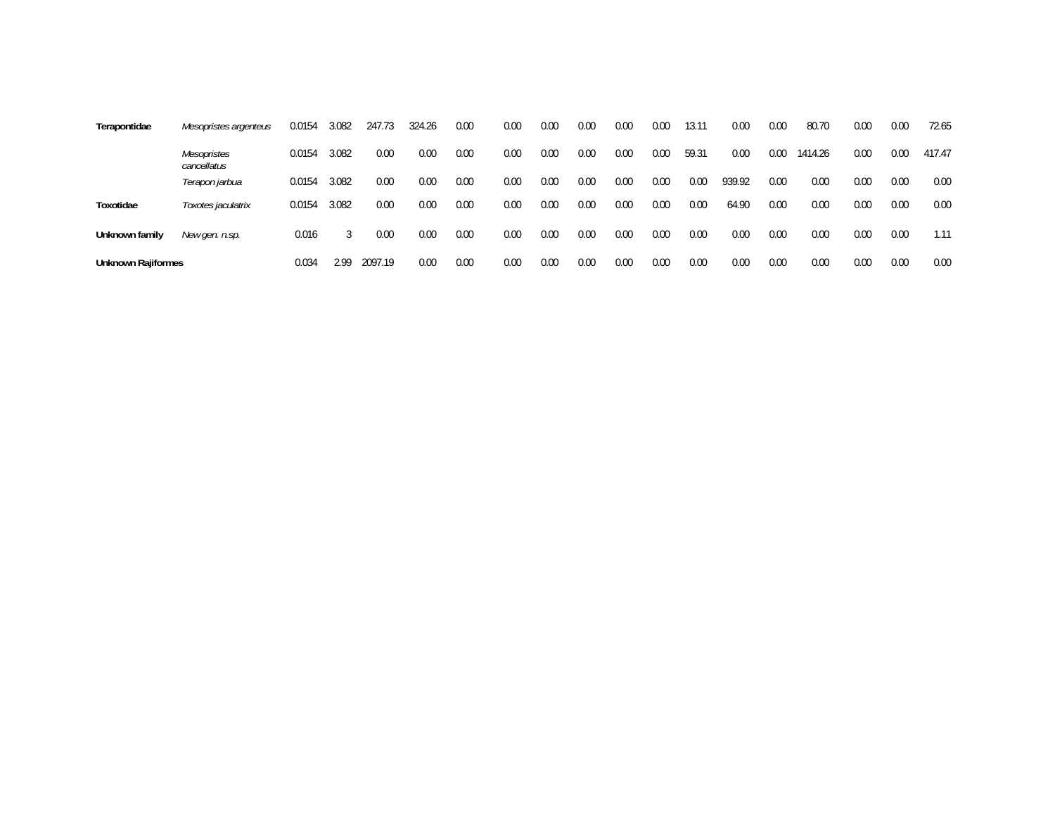| | | | | | | | | | | | | | | | | | | | |
|---|---|---|---|---|---|---|---|---|---|---|---|---|---|---|---|---|---|---|---|
| **Terapontidae** | *Mesopristes argenteus* | 0.0154 | 3.082 | 247.73 | 324.26 | 0.00 | 0.00 | 0.00 | 0.00 | 0.00 | 0.00 | 13.11 | 0.00 | 0.00 | 80.70 | 0.00 | 0.00 | 72.65 |
| | *Mesopristes cancellatus* | 0.0154 | 3.082 | 0.00 | 0.00 | 0.00 | 0.00 | 0.00 | 0.00 | 0.00 | 0.00 | 59.31 | 0.00 | 0.00 | 1414.26 | 0.00 | 0.00 | 417.47 |
| | *Terapon jarbua* | 0.0154 | 3.082 | 0.00 | 0.00 | 0.00 | 0.00 | 0.00 | 0.00 | 0.00 | 0.00 | 0.00 | 939.92 | 0.00 | 0.00 | 0.00 | 0.00 | 0.00 |
| **Toxotidae** | *Toxotes jaculatrix* | 0.0154 | 3.082 | 0.00 | 0.00 | 0.00 | 0.00 | 0.00 | 0.00 | 0.00 | 0.00 | 0.00 | 64.90 | 0.00 | 0.00 | 0.00 | 0.00 | 0.00 |
| **Unknown family** | *New gen. n.sp.* | 0.016 | 3 | 0.00 | 0.00 | 0.00 | 0.00 | 0.00 | 0.00 | 0.00 | 0.00 | 0.00 | 0.00 | 0.00 | 0.00 | 0.00 | 0.00 | 1.11 |
| **Unknown Rajiformes** | | 0.034 | 2.99 | 2097.19 | 0.00 | 0.00 | 0.00 | 0.00 | 0.00 | 0.00 | 0.00 | 0.00 | 0.00 | 0.00 | 0.00 | 0.00 | 0.00 | 0.00 |